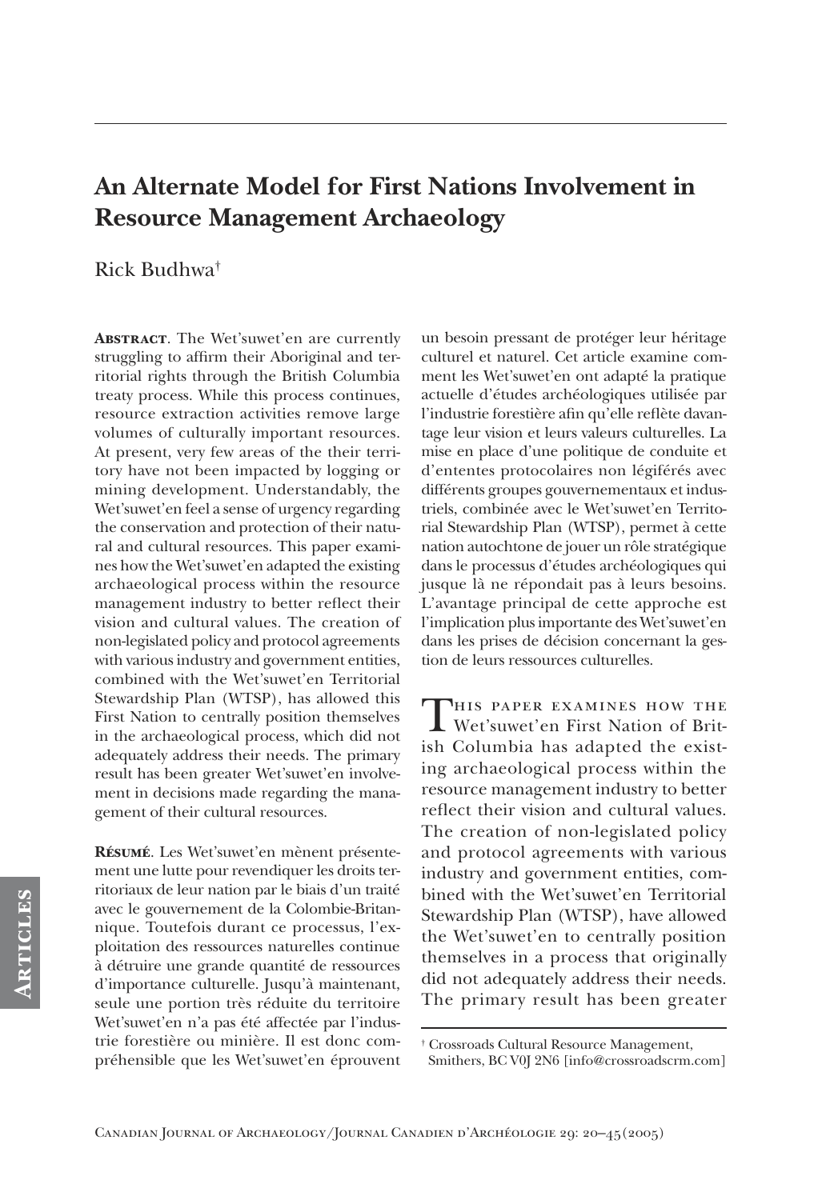# An Alternate Model for First Nations Involvement in Resource Management Archaeology

Rick Budhwa[†]

**Abstract**. The Wet'suwet'en are currently struggling to affirm their Aboriginal and territorial rights through the British Columbia treaty process. While this process continues, resource extraction activities remove large volumes of culturally important resources. At present, very few areas of the their territory have not been impacted by logging or mining development. Understandably, the Wet'suwet'en feel a sense of urgency regarding the conservation and protection of their natural and cultural resources. This paper examines how the Wet'suwet'en adapted the existing archaeological process within the resource management industry to better reflect their vision and cultural values. The creation of non-legislated policy and protocol agreements with various industry and government entities, combined with the Wet'suwet'en Territorial Stewardship Plan (WTSP), has allowed this First Nation to centrally position themselves in the archaeological process, which did not adequately address their needs. The primary result has been greater Wet'suwet'en involvement in decisions made regarding the management of their cultural resources.

**Résumé**. Les Wet'suwet'en mènent présentement une lutte pour revendiquer les droits territoriaux de leur nation par le biais d'un traité avec le gouvernement de la Colombie-Britannique. Toutefois durant ce processus, l'exploitation des ressources naturelles continue à détruire une grande quantité de ressources d'importance culturelle. Jusqu'à maintenant, seule une portion très réduite du territoire Wet'suwet'en n'a pas été affectée par l'industrie forestière ou minière. Il est donc compréhensible que les Wet'suwet'en éprouvent un besoin pressant de protéger leur héritage culturel et naturel. Cet article examine comment les Wet'suwet'en ont adapté la pratique actuelle d'études archéologiques utilisée par l'industrie forestière afin qu'elle reflète davantage leur vision et leurs valeurs culturelles. La mise en place d'une politique de conduite et d'ententes protocolaires non légiférés avec différents groupes gouvernementaux et industriels, combinée avec le Wet'suwet'en Territorial Stewardship Plan (WTSP), permet à cette nation autochtone de jouer un rôle stratégique dans le processus d'études archéologiques qui jusque là ne répondait pas à leurs besoins. L'avantage principal de cette approche est l'implication plus importante des Wet'suwet'en dans les prises de décision concernant la gestion de leurs ressources culturelles.

This paper examines how the Wet'suwet'en First Nation of British Columbia has adapted the existing archaeological process within the resource management industry to better reflect their vision and cultural values. The creation of non-legislated policy and protocol agreements with various industry and government entities, combined with the Wet'suwet'en Territorial Stewardship Plan (WTSP), have allowed the Wet'suwet'en to centrally position themselves in a process that originally did not adequately address their needs. The primary result has been greater

[†] Crossroads Cultural Resource Management, Smithers, BC V0J 2N6 [info@crossroadscrm.com]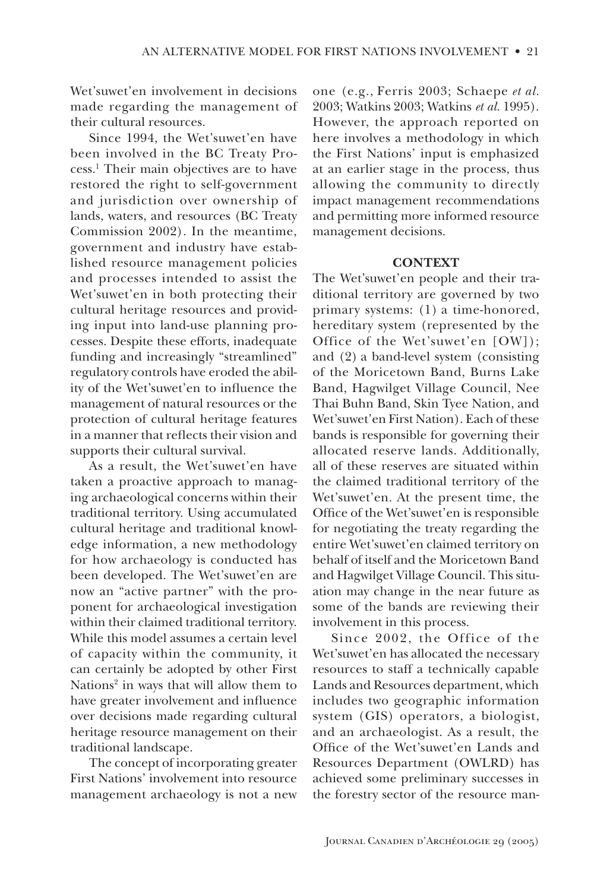Wet'suwet'en involvement in decisions made regarding the management of their cultural resources.

Since 1994, the Wet'suwet'en have been involved in the BC Treaty Process.[1] Their main objectives are to have restored the right to self-government and jurisdiction over ownership of lands, waters, and resources (BC Treaty Commission 2002). In the meantime, government and industry have established resource management policies and processes intended to assist the Wet'suwet'en in both protecting their cultural heritage resources and providing input into land-use planning processes. Despite these efforts, inadequate funding and increasingly "streamlined" regulatory controls have eroded the ability of the Wet'suwet'en to influence the management of natural resources or the protection of cultural heritage features in a manner that reflects their vision and supports their cultural survival.

As a result, the Wet'suwet'en have taken a proactive approach to managing archaeological concerns within their traditional territory. Using accumulated cultural heritage and traditional knowledge information, a new methodology for how archaeology is conducted has been developed. The Wet'suwet'en are now an "active partner" with the proponent for archaeological investigation within their claimed traditional territory. While this model assumes a certain level of capacity within the community, it can certainly be adopted by other First Nations[2] in ways that will allow them to have greater involvement and influence over decisions made regarding cultural heritage resource management on their traditional landscape.

The concept of incorporating greater First Nations' involvement into resource management archaeology is not a new one (e.g., Ferris 2003; Schaepe *et al.* 2003; Watkins 2003; Watkins *et al.* 1995). However, the approach reported on here involves a methodology in which the First Nations' input is emphasized at an earlier stage in the process, thus allowing the community to directly impact management recommendations and permitting more informed resource management decisions.

## CONTEXT

The Wet'suwet'en people and their traditional territory are governed by two primary systems: (1) a time-honored, hereditary system (represented by the Office of the Wet'suwet'en [OW]); and (2) a band-level system (consisting of the Moricetown Band, Burns Lake Band, Hagwilget Village Council, Nee Thai Buhn Band, Skin Tyee Nation, and Wet'suwet'en First Nation). Each of these bands is responsible for governing their allocated reserve lands. Additionally, all of these reserves are situated within the claimed traditional territory of the Wet'suwet'en. At the present time, the Office of the Wet'suwet'en is responsible for negotiating the treaty regarding the entire Wet'suwet'en claimed territory on behalf of itself and the Moricetown Band and Hagwilget Village Council. This situation may change in the near future as some of the bands are reviewing their involvement in this process.

Since 2002, the Office of the Wet'suwet'en has allocated the necessary resources to staff a technically capable Lands and Resources department, which includes two geographic information system (GIS) operators, a biologist, and an archaeologist. As a result, the Office of the Wet'suwet'en Lands and Resources Department (OWLRD) has achieved some preliminary successes in the forestry sector of the resource man-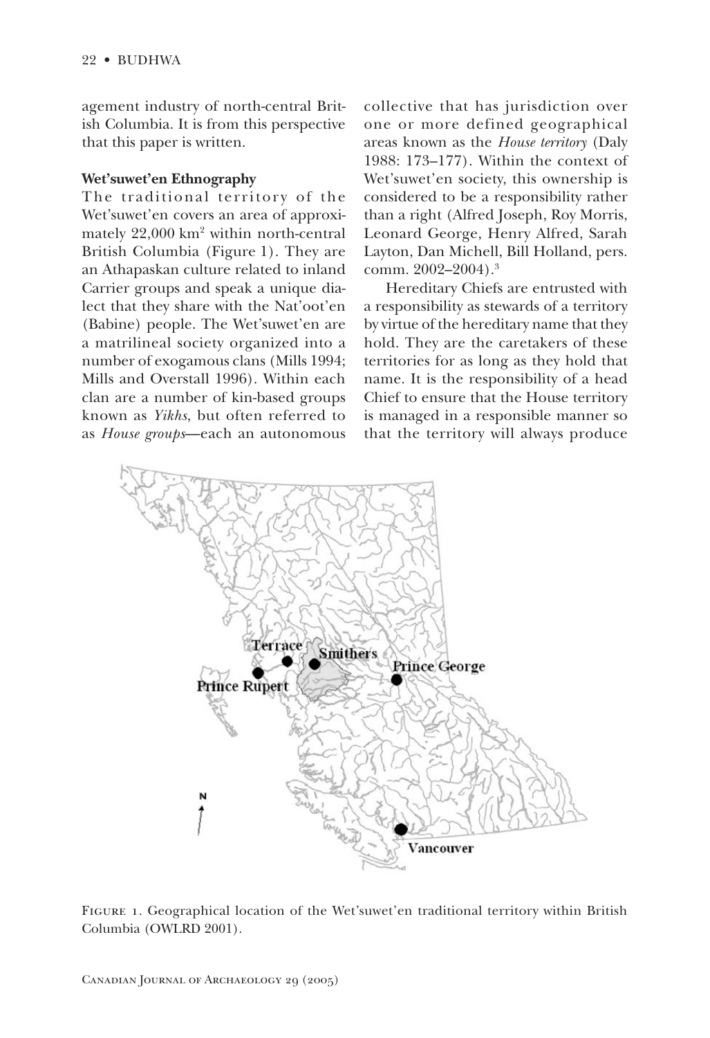agement industry of north-central British Columbia. It is from this perspective that this paper is written.

**Wet'suwet'en Ethnography**

The traditional territory of the Wet'suwet'en covers an area of approximately 22,000 km$^2$ within north-central British Columbia (Figure 1). They are an Athapaskan culture related to inland Carrier groups and speak a unique dialect that they share with the Nat'oot'en (Babine) people. The Wet'suwet'en are a matrilineal society organized into a number of exogamous clans (Mills 1994; Mills and Overstall 1996). Within each clan are a number of kin-based groups known as *Yikhs*, but often referred to as *House groups*—each an autonomous collective that has jurisdiction over one or more defined geographical areas known as the *House territory* (Daly 1988: 173–177). Within the context of Wet'suwet'en society, this ownership is considered to be a responsibility rather than a right (Alfred Joseph, Roy Morris, Leonard George, Henry Alfred, Sarah Layton, Dan Michell, Bill Holland, pers. comm. 2002–2004).[3]

Hereditary Chiefs are entrusted with a responsibility as stewards of a territory by virtue of the hereditary name that they hold. They are the caretakers of these territories for as long as they hold that name. It is the responsibility of a head Chief to ensure that the House territory is managed in a responsible manner so that the territory will always produce

Figure 1. Geographical location of the Wet'suwet'en traditional territory within British Columbia (OWLRD 2001).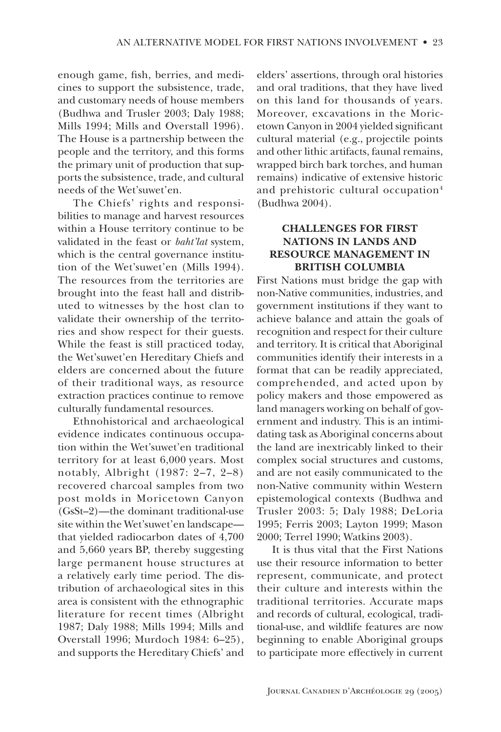enough game, fish, berries, and medicines to support the subsistence, trade, and customary needs of house members (Budhwa and Trusler 2003; Daly 1988; Mills 1994; Mills and Overstall 1996). The House is a partnership between the people and the territory, and this forms the primary unit of production that supports the subsistence, trade, and cultural needs of the Wet'suwet'en.

The Chiefs' rights and responsibilities to manage and harvest resources within a House territory continue to be validated in the feast or *baht'lat* system, which is the central governance institution of the Wet'suwet'en (Mills 1994). The resources from the territories are brought into the feast hall and distributed to witnesses by the host clan to validate their ownership of the territories and show respect for their guests. While the feast is still practiced today, the Wet'suwet'en Hereditary Chiefs and elders are concerned about the future of their traditional ways, as resource extraction practices continue to remove culturally fundamental resources.

Ethnohistorical and archaeological evidence indicates continuous occupation within the Wet'suwet'en traditional territory for at least 6,000 years. Most notably, Albright (1987: 2–7, 2–8) recovered charcoal samples from two post molds in Moricetown Canyon (GsSt–2)—the dominant traditional-use site within the Wet'suwet'en landscape—that yielded radiocarbon dates of 4,700 and 5,660 years BP, thereby suggesting large permanent house structures at a relatively early time period. The distribution of archaeological sites in this area is consistent with the ethnographic literature for recent times (Albright 1987; Daly 1988; Mills 1994; Mills and Overstall 1996; Murdoch 1984: 6–25), and supports the Hereditary Chiefs' and elders' assertions, through oral histories and oral traditions, that they have lived on this land for thousands of years. Moreover, excavations in the Moricetown Canyon in 2004 yielded significant cultural material (e.g., projectile points and other lithic artifacts, faunal remains, wrapped birch bark torches, and human remains) indicative of extensive historic and prehistoric cultural occupation[4] (Budhwa 2004).

## CHALLENGES FOR FIRST NATIONS IN LANDS AND RESOURCE MANAGEMENT IN BRITISH COLUMBIA

First Nations must bridge the gap with non-Native communities, industries, and government institutions if they want to achieve balance and attain the goals of recognition and respect for their culture and territory. It is critical that Aboriginal communities identify their interests in a format that can be readily appreciated, comprehended, and acted upon by policy makers and those empowered as land managers working on behalf of government and industry. This is an intimidating task as Aboriginal concerns about the land are inextricably linked to their complex social structures and customs, and are not easily communicated to the non-Native community within Western epistemological contexts (Budhwa and Trusler 2003: 5; Daly 1988; DeLoria 1995; Ferris 2003; Layton 1999; Mason 2000; Terrel 1990; Watkins 2003).

It is thus vital that the First Nations use their resource information to better represent, communicate, and protect their culture and interests within the traditional territories. Accurate maps and records of cultural, ecological, traditional-use, and wildlife features are now beginning to enable Aboriginal groups to participate more effectively in current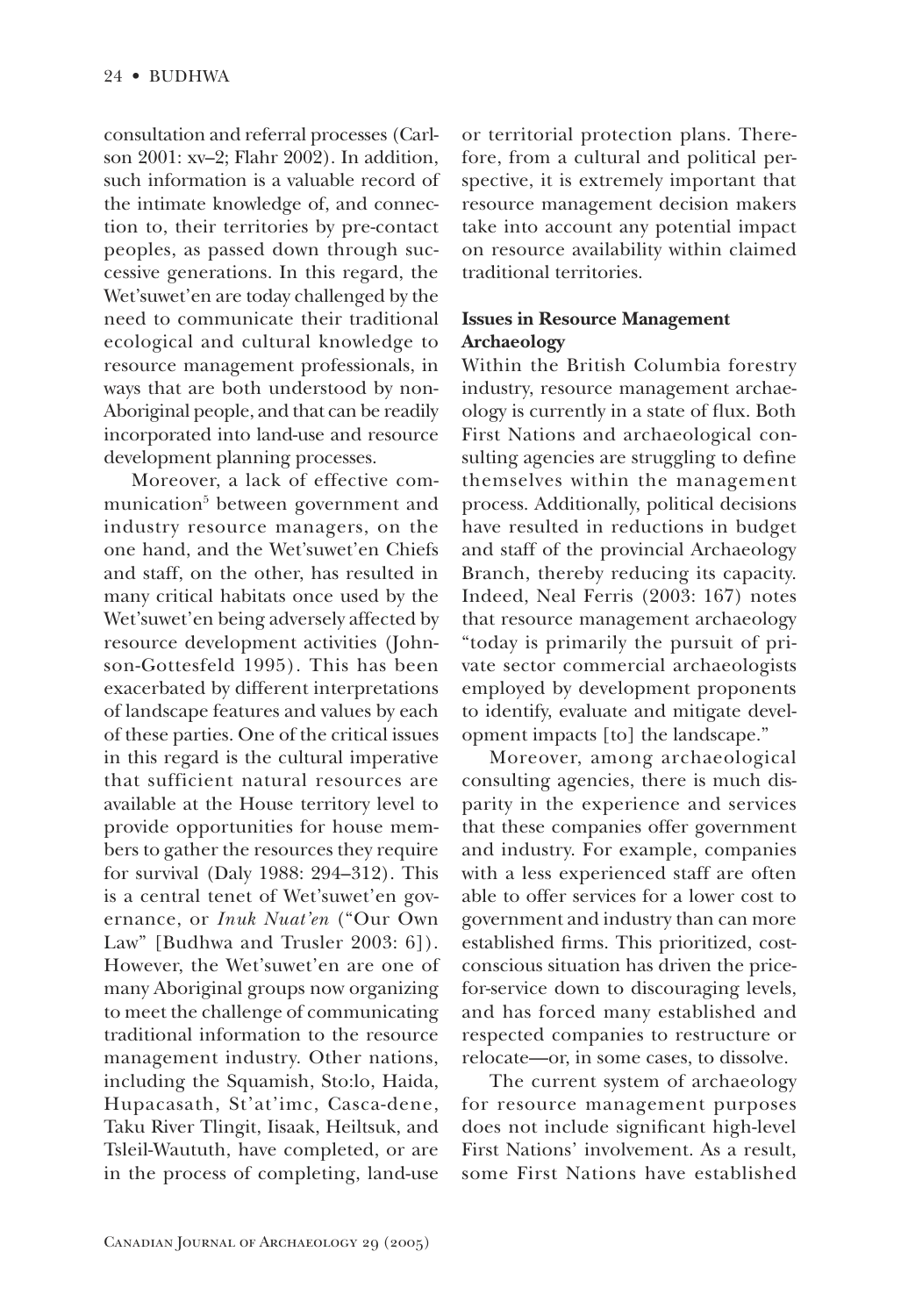consultation and referral processes (Carlson 2001: xv–2; Flahr 2002). In addition, such information is a valuable record of the intimate knowledge of, and connection to, their territories by pre-contact peoples, as passed down through successive generations. In this regard, the Wet'suwet'en are today challenged by the need to communicate their traditional ecological and cultural knowledge to resource management professionals, in ways that are both understood by non-Aboriginal people, and that can be readily incorporated into land-use and resource development planning processes.

Moreover, a lack of effective communication[5] between government and industry resource managers, on the one hand, and the Wet'suwet'en Chiefs and staff, on the other, has resulted in many critical habitats once used by the Wet'suwet'en being adversely affected by resource development activities (Johnson-Gottesfeld 1995). This has been exacerbated by different interpretations of landscape features and values by each of these parties. One of the critical issues in this regard is the cultural imperative that sufficient natural resources are available at the House territory level to provide opportunities for house members to gather the resources they require for survival (Daly 1988: 294–312). This is a central tenet of Wet'suwet'en governance, or *Inuk Nuat'en* ("Our Own Law" [Budhwa and Trusler 2003: 6]). However, the Wet'suwet'en are one of many Aboriginal groups now organizing to meet the challenge of communicating traditional information to the resource management industry. Other nations, including the Squamish, Sto:lo, Haida, Hupacasath, St'at'imc, Casca-dene, Taku River Tlingit, Iisaak, Heiltsuk, and Tsleil-Waututh, have completed, or are in the process of completing, land-use or territorial protection plans. Therefore, from a cultural and political perspective, it is extremely important that resource management decision makers take into account any potential impact on resource availability within claimed traditional territories.

**Issues in Resource Management Archaeology**

Within the British Columbia forestry industry, resource management archaeology is currently in a state of flux. Both First Nations and archaeological consulting agencies are struggling to define themselves within the management process. Additionally, political decisions have resulted in reductions in budget and staff of the provincial Archaeology Branch, thereby reducing its capacity. Indeed, Neal Ferris (2003: 167) notes that resource management archaeology "today is primarily the pursuit of private sector commercial archaeologists employed by development proponents to identify, evaluate and mitigate development impacts [to] the landscape."

Moreover, among archaeological consulting agencies, there is much disparity in the experience and services that these companies offer government and industry. For example, companies with a less experienced staff are often able to offer services for a lower cost to government and industry than can more established firms. This prioritized, cost-conscious situation has driven the price-for-service down to discouraging levels, and has forced many established and respected companies to restructure or relocate—or, in some cases, to dissolve.

The current system of archaeology for resource management purposes does not include significant high-level First Nations' involvement. As a result, some First Nations have established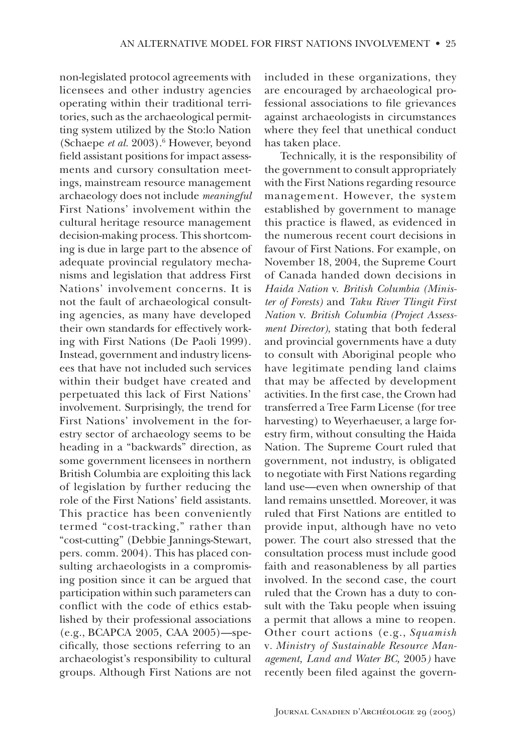non-legislated protocol agreements with licensees and other industry agencies operating within their traditional territories, such as the archaeological permitting system utilized by the Sto:lo Nation (Schaepe *et al.* 2003).[6] However, beyond field assistant positions for impact assessments and cursory consultation meetings, mainstream resource management archaeology does not include *meaningful* First Nations' involvement within the cultural heritage resource management decision-making process. This shortcoming is due in large part to the absence of adequate provincial regulatory mechanisms and legislation that address First Nations' involvement concerns. It is not the fault of archaeological consulting agencies, as many have developed their own standards for effectively working with First Nations (De Paoli 1999). Instead, government and industry licensees that have not included such services within their budget have created and perpetuated this lack of First Nations' involvement. Surprisingly, the trend for First Nations' involvement in the forestry sector of archaeology seems to be heading in a "backwards" direction, as some government licensees in northern British Columbia are exploiting this lack of legislation by further reducing the role of the First Nations' field assistants. This practice has been conveniently termed "cost-tracking," rather than "cost-cutting" (Debbie Jannings-Stewart, pers. comm. 2004). This has placed consulting archaeologists in a compromising position since it can be argued that participation within such parameters can conflict with the code of ethics established by their professional associations (e.g., BCAPCA 2005, CAA 2005)—specifically, those sections referring to an archaeologist's responsibility to cultural groups. Although First Nations are not included in these organizations, they are encouraged by archaeological professional associations to file grievances against archaeologists in circumstances where they feel that unethical conduct has taken place.

Technically, it is the responsibility of the government to consult appropriately with the First Nations regarding resource management. However, the system established by government to manage this practice is flawed, as evidenced in the numerous recent court decisions in favour of First Nations. For example, on November 18, 2004, the Supreme Court of Canada handed down decisions in *Haida Nation* v. *British Columbia (Minister of Forests)* and *Taku River Tlingit First Nation* v. *British Columbia (Project Assessment Director)*, stating that both federal and provincial governments have a duty to consult with Aboriginal people who have legitimate pending land claims that may be affected by development activities. In the first case, the Crown had transferred a Tree Farm License (for tree harvesting) to Weyerhaeuser, a large forestry firm, without consulting the Haida Nation. The Supreme Court ruled that government, not industry, is obligated to negotiate with First Nations regarding land use—even when ownership of that land remains unsettled. Moreover, it was ruled that First Nations are entitled to provide input, although have no veto power. The court also stressed that the consultation process must include good faith and reasonableness by all parties involved. In the second case, the court ruled that the Crown has a duty to consult with the Taku people when issuing a permit that allows a mine to reopen. Other court actions (e.g., *Squamish* v. *Ministry of Sustainable Resource Management, Land and Water BC,* 2005*)* have recently been filed against the govern-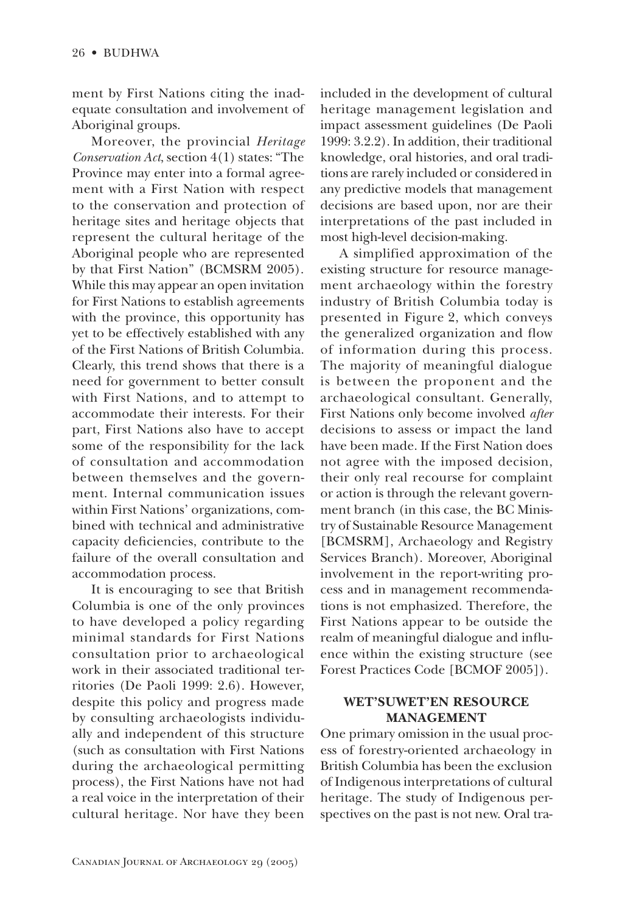ment by First Nations citing the inadequate consultation and involvement of Aboriginal groups.

Moreover, the provincial *Heritage Conservation Act*, section 4(1) states: "The Province may enter into a formal agreement with a First Nation with respect to the conservation and protection of heritage sites and heritage objects that represent the cultural heritage of the Aboriginal people who are represented by that First Nation" (BCMSRM 2005). While this may appear an open invitation for First Nations to establish agreements with the province, this opportunity has yet to be effectively established with any of the First Nations of British Columbia. Clearly, this trend shows that there is a need for government to better consult with First Nations, and to attempt to accommodate their interests. For their part, First Nations also have to accept some of the responsibility for the lack of consultation and accommodation between themselves and the government. Internal communication issues within First Nations' organizations, combined with technical and administrative capacity deficiencies, contribute to the failure of the overall consultation and accommodation process.

It is encouraging to see that British Columbia is one of the only provinces to have developed a policy regarding minimal standards for First Nations consultation prior to archaeological work in their associated traditional territories (De Paoli 1999: 2.6). However, despite this policy and progress made by consulting archaeologists individually and independent of this structure (such as consultation with First Nations during the archaeological permitting process), the First Nations have not had a real voice in the interpretation of their cultural heritage. Nor have they been included in the development of cultural heritage management legislation and impact assessment guidelines (De Paoli 1999: 3.2.2). In addition, their traditional knowledge, oral histories, and oral traditions are rarely included or considered in any predictive models that management decisions are based upon, nor are their interpretations of the past included in most high-level decision-making.

A simplified approximation of the existing structure for resource management archaeology within the forestry industry of British Columbia today is presented in Figure 2, which conveys the generalized organization and flow of information during this process. The majority of meaningful dialogue is between the proponent and the archaeological consultant. Generally, First Nations only become involved *after* decisions to assess or impact the land have been made. If the First Nation does not agree with the imposed decision, their only real recourse for complaint or action is through the relevant government branch (in this case, the BC Ministry of Sustainable Resource Management [BCMSRM], Archaeology and Registry Services Branch). Moreover, Aboriginal involvement in the report-writing process and in management recommendations is not emphasized. Therefore, the First Nations appear to be outside the realm of meaningful dialogue and influence within the existing structure (see Forest Practices Code [BCMOF 2005]).

## WET'SUWET'EN RESOURCE MANAGEMENT

One primary omission in the usual process of forestry-oriented archaeology in British Columbia has been the exclusion of Indigenous interpretations of cultural heritage. The study of Indigenous perspectives on the past is not new. Oral tra-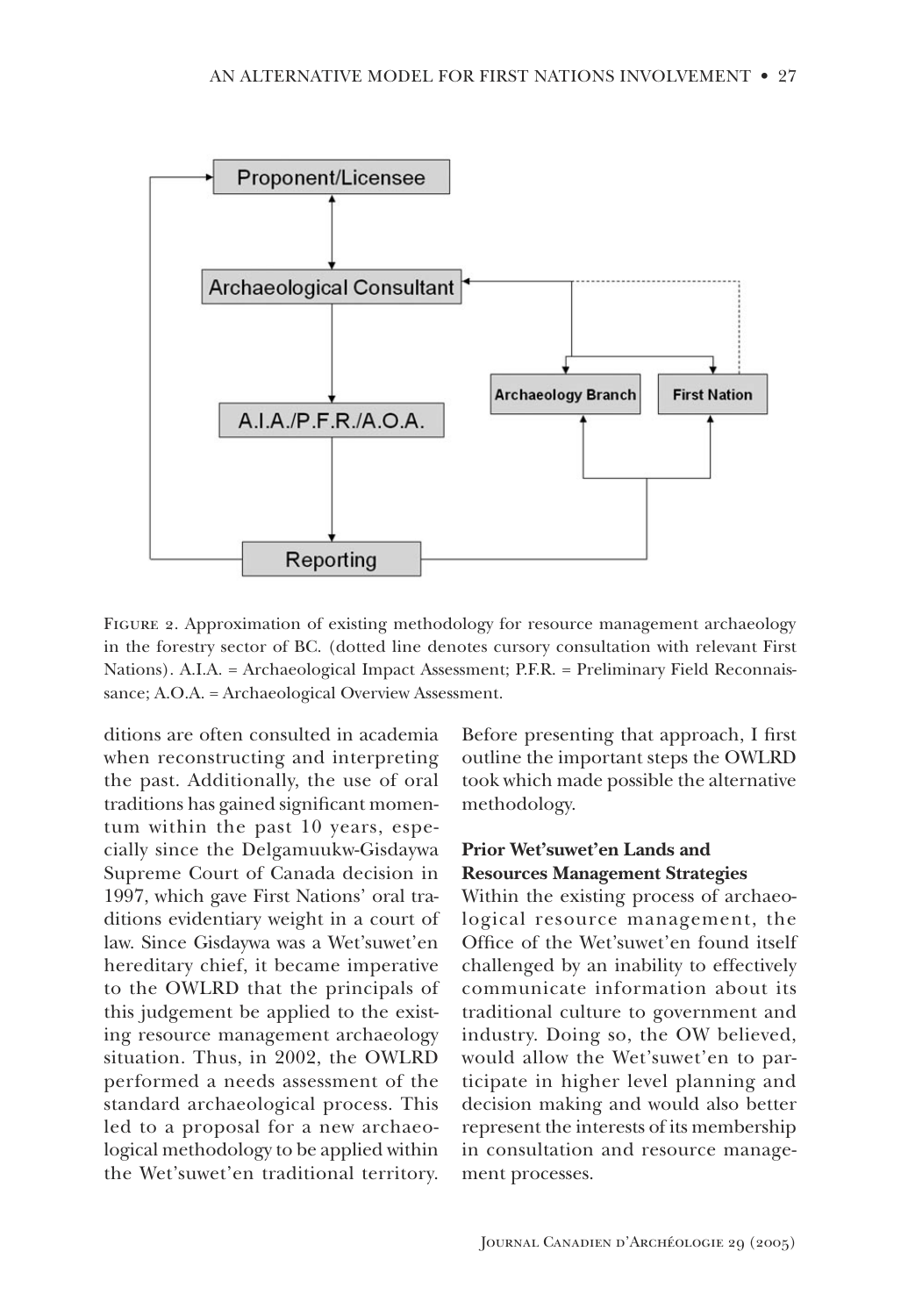Figure 2. Approximation of existing methodology for resource management archaeology in the forestry sector of BC. (dotted line denotes cursory consultation with relevant First Nations). A.I.A. = Archaeological Impact Assessment; P.F.R. = Preliminary Field Reconnaissance; A.O.A. = Archaeological Overview Assessment.

ditions are often consulted in academia when reconstructing and interpreting the past. Additionally, the use of oral traditions has gained significant momentum within the past 10 years, especially since the Delgamuukw-Gisdaywa Supreme Court of Canada decision in 1997, which gave First Nations' oral traditions evidentiary weight in a court of law. Since Gisdaywa was a Wet'suwet'en hereditary chief, it became imperative to the OWLRD that the principals of this judgement be applied to the existing resource management archaeology situation. Thus, in 2002, the OWLRD performed a needs assessment of the standard archaeological process. This led to a proposal for a new archaeological methodology to be applied within the Wet'suwet'en traditional territory. Before presenting that approach, I first outline the important steps the OWLRD took which made possible the alternative methodology.

**Prior Wet'suwet'en Lands and Resources Management Strategies**

Within the existing process of archaeological resource management, the Office of the Wet'suwet'en found itself challenged by an inability to effectively communicate information about its traditional culture to government and industry. Doing so, the OW believed, would allow the Wet'suwet'en to participate in higher level planning and decision making and would also better represent the interests of its membership in consultation and resource management processes.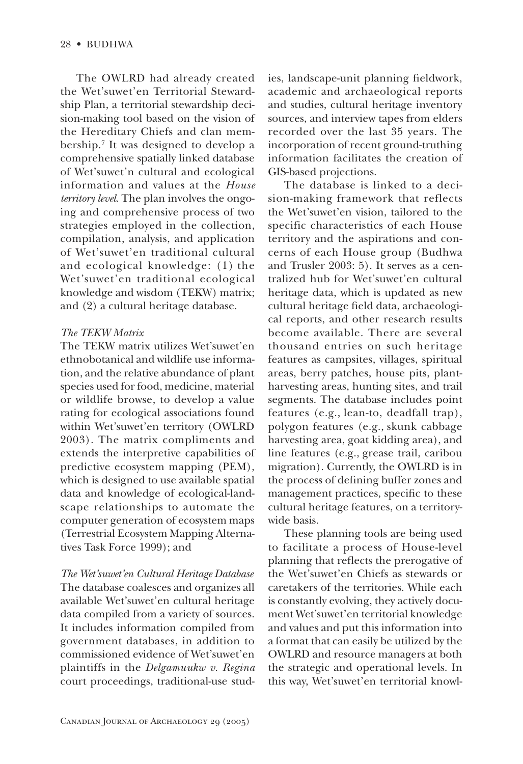The OWLRD had already created the Wet'suwet'en Territorial Stewardship Plan, a territorial stewardship decision-making tool based on the vision of the Hereditary Chiefs and clan membership.[7] It was designed to develop a comprehensive spatially linked database of Wet'suwet'n cultural and ecological information and values at the *House territory level*. The plan involves the ongoing and comprehensive process of two strategies employed in the collection, compilation, analysis, and application of Wet'suwet'en traditional cultural and ecological knowledge: (1) the Wet'suwet'en traditional ecological knowledge and wisdom (TEKW) matrix; and (2) a cultural heritage database.

*The TEKW Matrix*

The TEKW matrix utilizes Wet'suwet'en ethnobotanical and wildlife use information, and the relative abundance of plant species used for food, medicine, material or wildlife browse, to develop a value rating for ecological associations found within Wet'suwet'en territory (OWLRD 2003). The matrix compliments and extends the interpretive capabilities of predictive ecosystem mapping (PEM), which is designed to use available spatial data and knowledge of ecological-landscape relationships to automate the computer generation of ecosystem maps (Terrestrial Ecosystem Mapping Alternatives Task Force 1999); and

*The Wet'suwet'en Cultural Heritage Database*

The database coalesces and organizes all available Wet'suwet'en cultural heritage data compiled from a variety of sources. It includes information compiled from government databases, in addition to commissioned evidence of Wet'suwet'en plaintiffs in the *Delgamuukw v. Regina* court proceedings, traditional-use studies, landscape-unit planning fieldwork, academic and archaeological reports and studies, cultural heritage inventory sources, and interview tapes from elders recorded over the last 35 years. The incorporation of recent ground-truthing information facilitates the creation of GIS-based projections.

The database is linked to a decision-making framework that reflects the Wet'suwet'en vision, tailored to the specific characteristics of each House territory and the aspirations and concerns of each House group (Budhwa and Trusler 2003: 5). It serves as a centralized hub for Wet'suwet'en cultural heritage data, which is updated as new cultural heritage field data, archaeological reports, and other research results become available. There are several thousand entries on such heritage features as campsites, villages, spiritual areas, berry patches, house pits, plant-harvesting areas, hunting sites, and trail segments. The database includes point features (e.g., lean-to, deadfall trap), polygon features (e.g., skunk cabbage harvesting area, goat kidding area), and line features (e.g., grease trail, caribou migration). Currently, the OWLRD is in the process of defining buffer zones and management practices, specific to these cultural heritage features, on a territory-wide basis.

These planning tools are being used to facilitate a process of House-level planning that reflects the prerogative of the Wet'suwet'en Chiefs as stewards or caretakers of the territories. While each is constantly evolving, they actively document Wet'suwet'en territorial knowledge and values and put this information into a format that can easily be utilized by the OWLRD and resource managers at both the strategic and operational levels. In this way, Wet'suwet'en territorial knowl-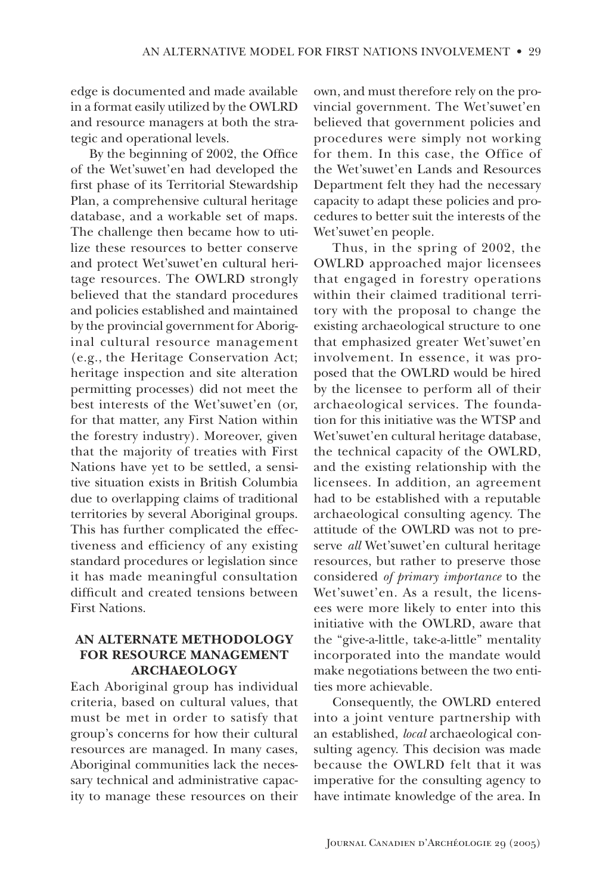edge is documented and made available in a format easily utilized by the OWLRD and resource managers at both the strategic and operational levels.

By the beginning of 2002, the Office of the Wet'suwet'en had developed the first phase of its Territorial Stewardship Plan, a comprehensive cultural heritage database, and a workable set of maps. The challenge then became how to utilize these resources to better conserve and protect Wet'suwet'en cultural heritage resources. The OWLRD strongly believed that the standard procedures and policies established and maintained by the provincial government for Aboriginal cultural resource management (e.g., the Heritage Conservation Act; heritage inspection and site alteration permitting processes) did not meet the best interests of the Wet'suwet'en (or, for that matter, any First Nation within the forestry industry). Moreover, given that the majority of treaties with First Nations have yet to be settled, a sensitive situation exists in British Columbia due to overlapping claims of traditional territories by several Aboriginal groups. This has further complicated the effectiveness and efficiency of any existing standard procedures or legislation since it has made meaningful consultation difficult and created tensions between First Nations.

## AN ALTERNATE METHODOLOGY FOR RESOURCE MANAGEMENT ARCHAEOLOGY

Each Aboriginal group has individual criteria, based on cultural values, that must be met in order to satisfy that group's concerns for how their cultural resources are managed. In many cases, Aboriginal communities lack the necessary technical and administrative capacity to manage these resources on their own, and must therefore rely on the provincial government. The Wet'suwet'en believed that government policies and procedures were simply not working for them. In this case, the Office of the Wet'suwet'en Lands and Resources Department felt they had the necessary capacity to adapt these policies and procedures to better suit the interests of the Wet'suwet'en people.

Thus, in the spring of 2002, the OWLRD approached major licensees that engaged in forestry operations within their claimed traditional territory with the proposal to change the existing archaeological structure to one that emphasized greater Wet'suwet'en involvement. In essence, it was proposed that the OWLRD would be hired by the licensee to perform all of their archaeological services. The foundation for this initiative was the WTSP and Wet'suwet'en cultural heritage database, the technical capacity of the OWLRD, and the existing relationship with the licensees. In addition, an agreement had to be established with a reputable archaeological consulting agency. The attitude of the OWLRD was not to preserve *all* Wet'suwet'en cultural heritage resources, but rather to preserve those considered *of primary importance* to the Wet'suwet'en. As a result, the licensees were more likely to enter into this initiative with the OWLRD, aware that the "give-a-little, take-a-little" mentality incorporated into the mandate would make negotiations between the two entities more achievable.

Consequently, the OWLRD entered into a joint venture partnership with an established, *local* archaeological consulting agency. This decision was made because the OWLRD felt that it was imperative for the consulting agency to have intimate knowledge of the area. In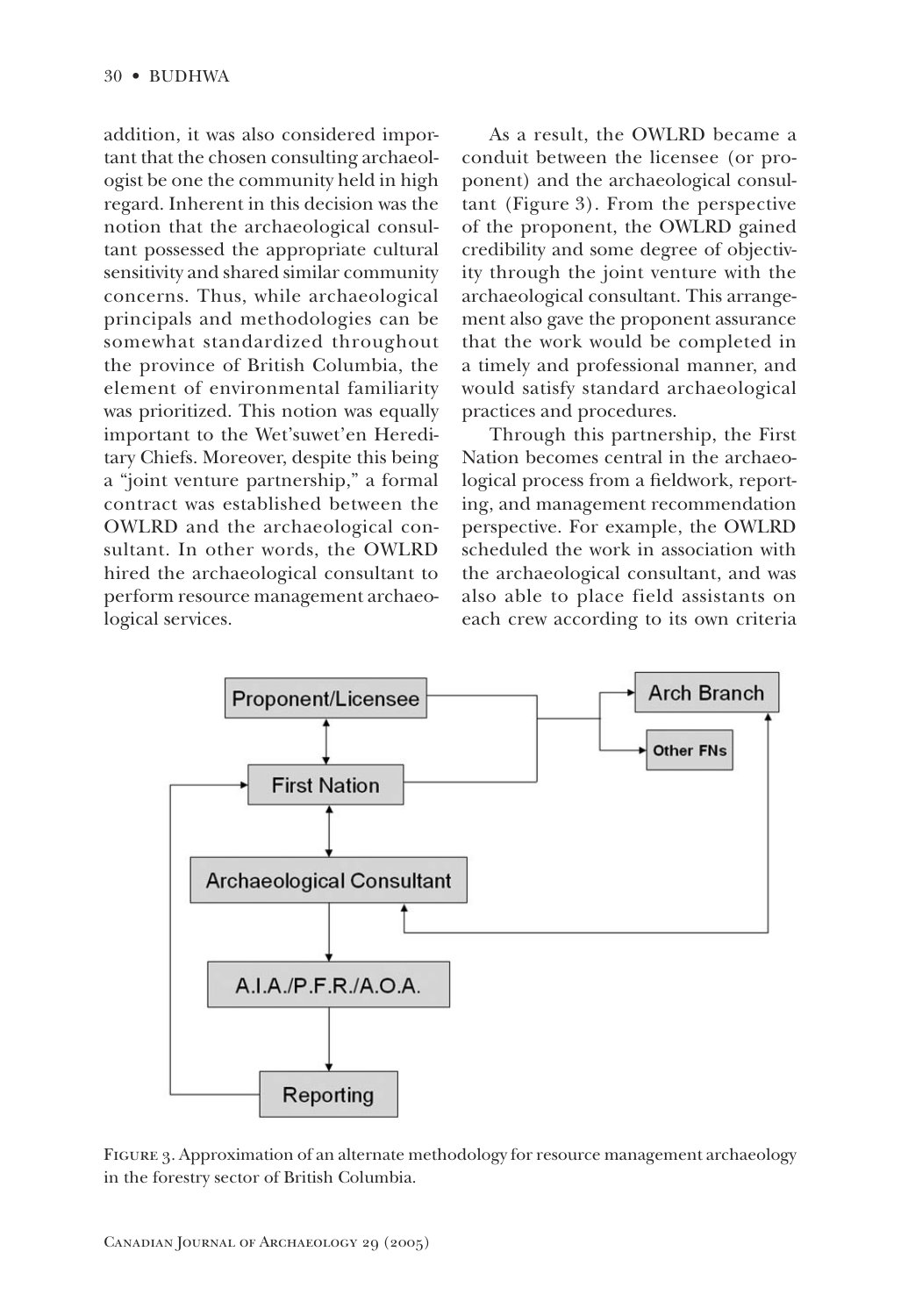addition, it was also considered important that the chosen consulting archaeologist be one the community held in high regard. Inherent in this decision was the notion that the archaeological consultant possessed the appropriate cultural sensitivity and shared similar community concerns. Thus, while archaeological principals and methodologies can be somewhat standardized throughout the province of British Columbia, the element of environmental familiarity was prioritized. This notion was equally important to the Wet'suwet'en Hereditary Chiefs. Moreover, despite this being a "joint venture partnership," a formal contract was established between the OWLRD and the archaeological consultant. In other words, the OWLRD hired the archaeological consultant to perform resource management archaeological services.

As a result, the OWLRD became a conduit between the licensee (or proponent) and the archaeological consultant (Figure 3). From the perspective of the proponent, the OWLRD gained credibility and some degree of objectivity through the joint venture with the archaeological consultant. This arrangement also gave the proponent assurance that the work would be completed in a timely and professional manner, and would satisfy standard archaeological practices and procedures.

Through this partnership, the First Nation becomes central in the archaeological process from a fieldwork, reporting, and management recommendation perspective. For example, the OWLRD scheduled the work in association with the archaeological consultant, and was also able to place field assistants on each crew according to its own criteria

Proponent/Licensee

First Nation

Archaeological Consultant

A.I.A./P.F.R./A.O.A.

Reporting

Arch Branch

Other FNs

Figure 3. Approximation of an alternate methodology for resource management archaeology in the forestry sector of British Columbia.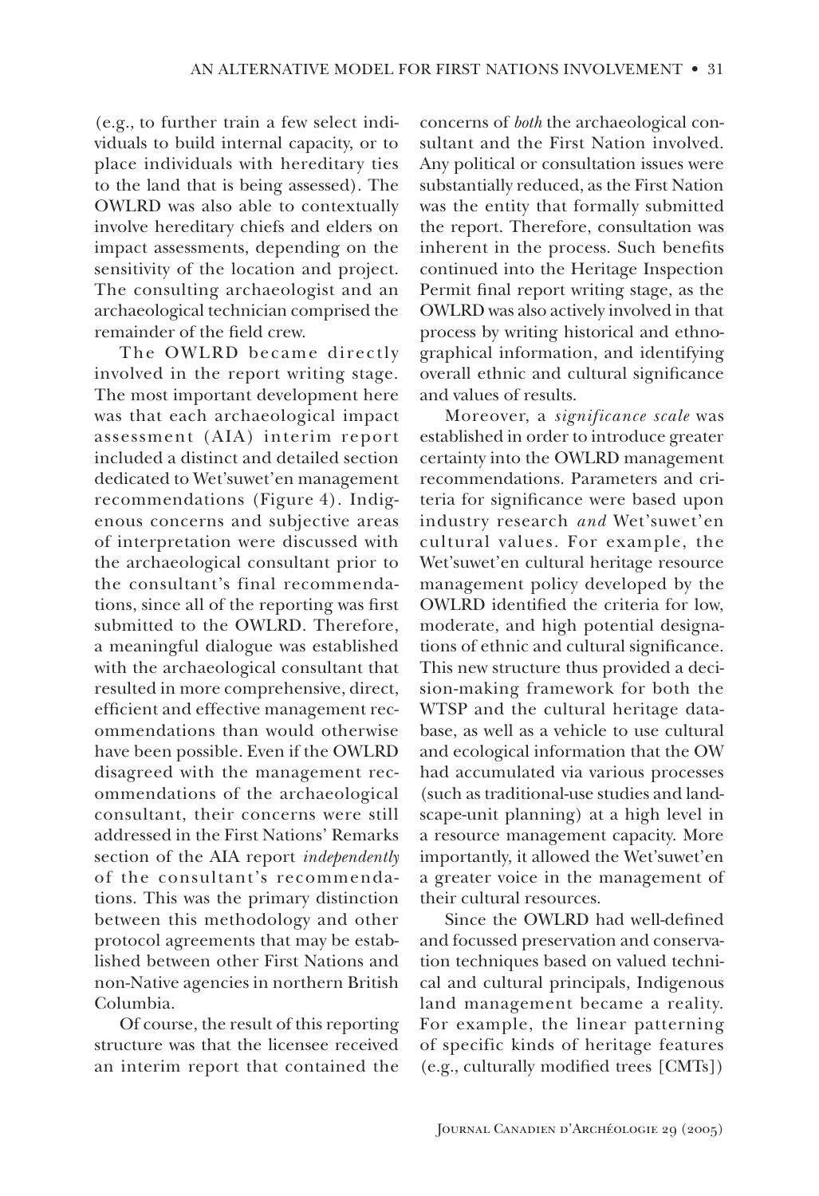(e.g., to further train a few select individuals to build internal capacity, or to place individuals with hereditary ties to the land that is being assessed). The OWLRD was also able to contextually involve hereditary chiefs and elders on impact assessments, depending on the sensitivity of the location and project. The consulting archaeologist and an archaeological technician comprised the remainder of the field crew.

The OWLRD became directly involved in the report writing stage. The most important development here was that each archaeological impact assessment (AIA) interim report included a distinct and detailed section dedicated to Wet'suwet'en management recommendations (Figure 4). Indigenous concerns and subjective areas of interpretation were discussed with the archaeological consultant prior to the consultant's final recommendations, since all of the reporting was first submitted to the OWLRD. Therefore, a meaningful dialogue was established with the archaeological consultant that resulted in more comprehensive, direct, efficient and effective management recommendations than would otherwise have been possible. Even if the OWLRD disagreed with the management recommendations of the archaeological consultant, their concerns were still addressed in the First Nations' Remarks section of the AIA report *independently* of the consultant's recommendations. This was the primary distinction between this methodology and other protocol agreements that may be established between other First Nations and non-Native agencies in northern British Columbia.

Of course, the result of this reporting structure was that the licensee received an interim report that contained the concerns of *both* the archaeological consultant and the First Nation involved. Any political or consultation issues were substantially reduced, as the First Nation was the entity that formally submitted the report. Therefore, consultation was inherent in the process. Such benefits continued into the Heritage Inspection Permit final report writing stage, as the OWLRD was also actively involved in that process by writing historical and ethnographical information, and identifying overall ethnic and cultural significance and values of results.

Moreover, a *significance scale* was established in order to introduce greater certainty into the OWLRD management recommendations. Parameters and criteria for significance were based upon industry research *and* Wet'suwet'en cultural values. For example, the Wet'suwet'en cultural heritage resource management policy developed by the OWLRD identified the criteria for low, moderate, and high potential designations of ethnic and cultural significance. This new structure thus provided a decision-making framework for both the WTSP and the cultural heritage database, as well as a vehicle to use cultural and ecological information that the OW had accumulated via various processes (such as traditional-use studies and landscape-unit planning) at a high level in a resource management capacity. More importantly, it allowed the Wet'suwet'en a greater voice in the management of their cultural resources.

Since the OWLRD had well-defined and focussed preservation and conservation techniques based on valued technical and cultural principals, Indigenous land management became a reality. For example, the linear patterning of specific kinds of heritage features (e.g., culturally modified trees [CMTs])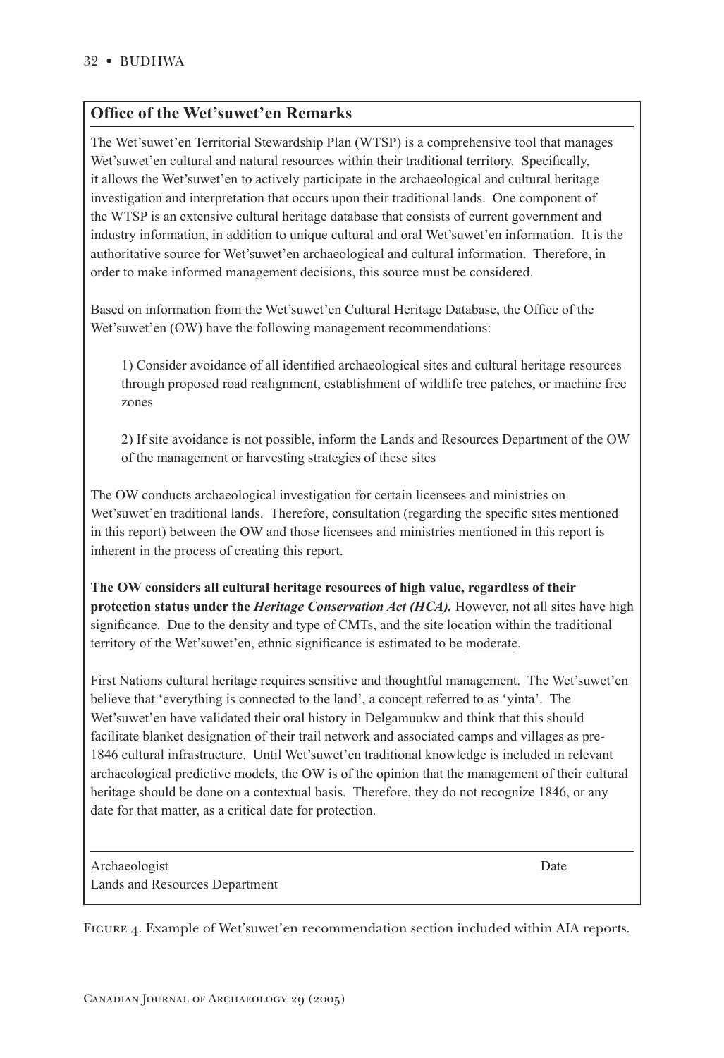## Office of the Wet'suwet'en Remarks

The Wet'suwet'en Territorial Stewardship Plan (WTSP) is a comprehensive tool that manages Wet'suwet'en cultural and natural resources within their traditional territory. Specifically, it allows the Wet'suwet'en to actively participate in the archaeological and cultural heritage investigation and interpretation that occurs upon their traditional lands. One component of the WTSP is an extensive cultural heritage database that consists of current government and industry information, in addition to unique cultural and oral Wet'suwet'en information. It is the authoritative source for Wet'suwet'en archaeological and cultural information. Therefore, in order to make informed management decisions, this source must be considered.

Based on information from the Wet'suwet'en Cultural Heritage Database, the Office of the Wet'suwet'en (OW) have the following management recommendations:

1) Consider avoidance of all identified archaeological sites and cultural heritage resources through proposed road realignment, establishment of wildlife tree patches, or machine free zones

2) If site avoidance is not possible, inform the Lands and Resources Department of the OW of the management or harvesting strategies of these sites

The OW conducts archaeological investigation for certain licensees and ministries on Wet'suwet'en traditional lands. Therefore, consultation (regarding the specific sites mentioned in this report) between the OW and those licensees and ministries mentioned in this report is inherent in the process of creating this report.

**The OW considers all cultural heritage resources of high value, regardless of their protection status under the *Heritage Conservation Act (HCA).*** However, not all sites have high significance. Due to the density and type of CMTs, and the site location within the traditional territory of the Wet'suwet'en, ethnic significance is estimated to be <u>moderate</u>.

First Nations cultural heritage requires sensitive and thoughtful management. The Wet'suwet'en believe that 'everything is connected to the land', a concept referred to as 'yinta'. The Wet'suwet'en have validated their oral history in Delgamuukw and think that this should facilitate blanket designation of their trail network and associated camps and villages as pre-1846 cultural infrastructure. Until Wet'suwet'en traditional knowledge is included in relevant archaeological predictive models, the OW is of the opinion that the management of their cultural heritage should be done on a contextual basis. Therefore, they do not recognize 1846, or any date for that matter, as a critical date for protection.

---

Archaeologist — Date

Lands and Resources Department

Figure 4. Example of Wet'suwet'en recommendation section included within AIA reports.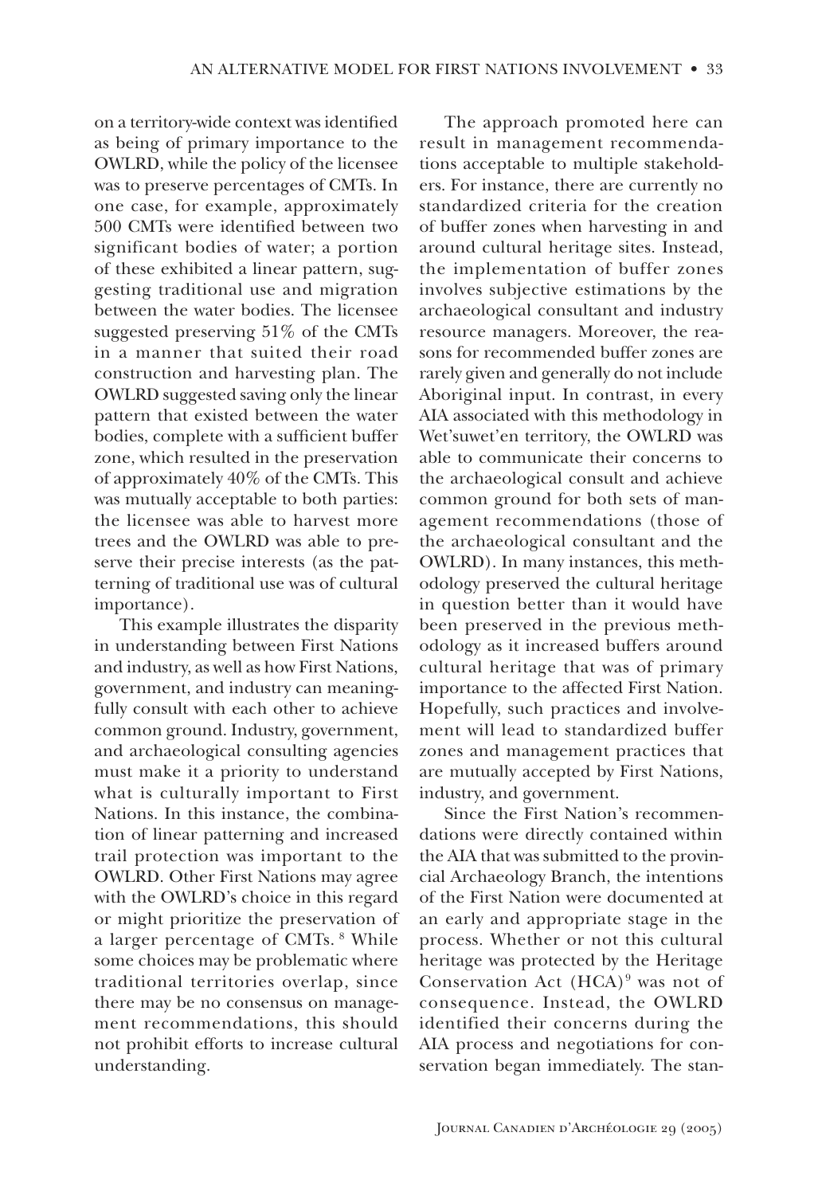on a territory-wide context was identified as being of primary importance to the OWLRD, while the policy of the licensee was to preserve percentages of CMTs. In one case, for example, approximately 500 CMTs were identified between two significant bodies of water; a portion of these exhibited a linear pattern, suggesting traditional use and migration between the water bodies. The licensee suggested preserving 51% of the CMTs in a manner that suited their road construction and harvesting plan. The OWLRD suggested saving only the linear pattern that existed between the water bodies, complete with a sufficient buffer zone, which resulted in the preservation of approximately 40% of the CMTs. This was mutually acceptable to both parties: the licensee was able to harvest more trees and the OWLRD was able to preserve their precise interests (as the patterning of traditional use was of cultural importance).

This example illustrates the disparity in understanding between First Nations and industry, as well as how First Nations, government, and industry can meaningfully consult with each other to achieve common ground. Industry, government, and archaeological consulting agencies must make it a priority to understand what is culturally important to First Nations. In this instance, the combination of linear patterning and increased trail protection was important to the OWLRD. Other First Nations may agree with the OWLRD's choice in this regard or might prioritize the preservation of a larger percentage of CMTs. [8] While some choices may be problematic where traditional territories overlap, since there may be no consensus on management recommendations, this should not prohibit efforts to increase cultural understanding.

The approach promoted here can result in management recommendations acceptable to multiple stakeholders. For instance, there are currently no standardized criteria for the creation of buffer zones when harvesting in and around cultural heritage sites. Instead, the implementation of buffer zones involves subjective estimations by the archaeological consultant and industry resource managers. Moreover, the reasons for recommended buffer zones are rarely given and generally do not include Aboriginal input. In contrast, in every AIA associated with this methodology in Wet'suwet'en territory, the OWLRD was able to communicate their concerns to the archaeological consult and achieve common ground for both sets of management recommendations (those of the archaeological consultant and the OWLRD). In many instances, this methodology preserved the cultural heritage in question better than it would have been preserved in the previous methodology as it increased buffers around cultural heritage that was of primary importance to the affected First Nation. Hopefully, such practices and involvement will lead to standardized buffer zones and management practices that are mutually accepted by First Nations, industry, and government.

Since the First Nation's recommendations were directly contained within the AIA that was submitted to the provincial Archaeology Branch, the intentions of the First Nation were documented at an early and appropriate stage in the process. Whether or not this cultural heritage was protected by the Heritage Conservation Act (HCA)[9] was not of consequence. Instead, the OWLRD identified their concerns during the AIA process and negotiations for conservation began immediately. The stan-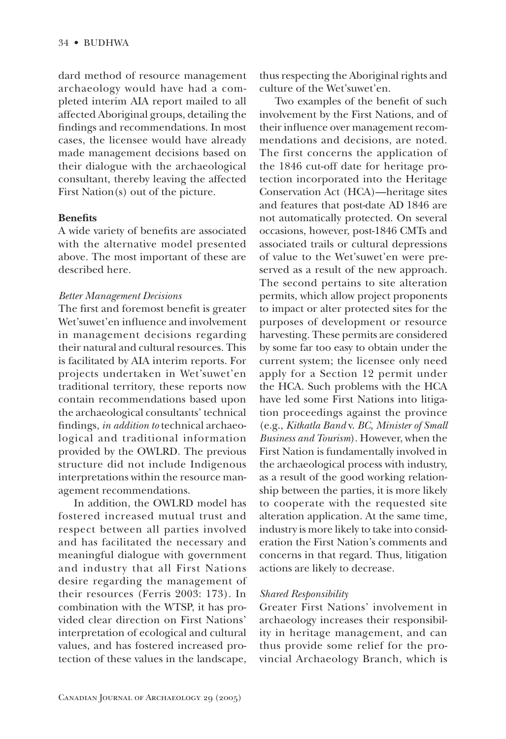dard method of resource management archaeology would have had a completed interim AIA report mailed to all affected Aboriginal groups, detailing the findings and recommendations. In most cases, the licensee would have already made management decisions based on their dialogue with the archaeological consultant, thereby leaving the affected First Nation(s) out of the picture.

**Benefits**

A wide variety of benefits are associated with the alternative model presented above. The most important of these are described here.

*Better Management Decisions*

The first and foremost benefit is greater Wet'suwet'en influence and involvement in management decisions regarding their natural and cultural resources. This is facilitated by AIA interim reports. For projects undertaken in Wet'suwet'en traditional territory, these reports now contain recommendations based upon the archaeological consultants' technical findings, *in addition to* technical archaeological and traditional information provided by the OWLRD. The previous structure did not include Indigenous interpretations within the resource management recommendations.

In addition, the OWLRD model has fostered increased mutual trust and respect between all parties involved and has facilitated the necessary and meaningful dialogue with government and industry that all First Nations desire regarding the management of their resources (Ferris 2003: 173). In combination with the WTSP, it has provided clear direction on First Nations' interpretation of ecological and cultural values, and has fostered increased protection of these values in the landscape, thus respecting the Aboriginal rights and culture of the Wet'suwet'en.

Two examples of the benefit of such involvement by the First Nations, and of their influence over management recommendations and decisions, are noted. The first concerns the application of the 1846 cut-off date for heritage protection incorporated into the Heritage Conservation Act (HCA)—heritage sites and features that post-date AD 1846 are not automatically protected. On several occasions, however, post-1846 CMTs and associated trails or cultural depressions of value to the Wet'suwet'en were preserved as a result of the new approach. The second pertains to site alteration permits, which allow project proponents to impact or alter protected sites for the purposes of development or resource harvesting. These permits are considered by some far too easy to obtain under the current system; the licensee only need apply for a Section 12 permit under the HCA. Such problems with the HCA have led some First Nations into litigation proceedings against the province (e.g., *Kitkatla Band* v. *BC, Minister of Small Business and Tourism*). However, when the First Nation is fundamentally involved in the archaeological process with industry, as a result of the good working relationship between the parties, it is more likely to cooperate with the requested site alteration application. At the same time, industry is more likely to take into consideration the First Nation's comments and concerns in that regard. Thus, litigation actions are likely to decrease.

*Shared Responsibility*

Greater First Nations' involvement in archaeology increases their responsibility in heritage management, and can thus provide some relief for the provincial Archaeology Branch, which is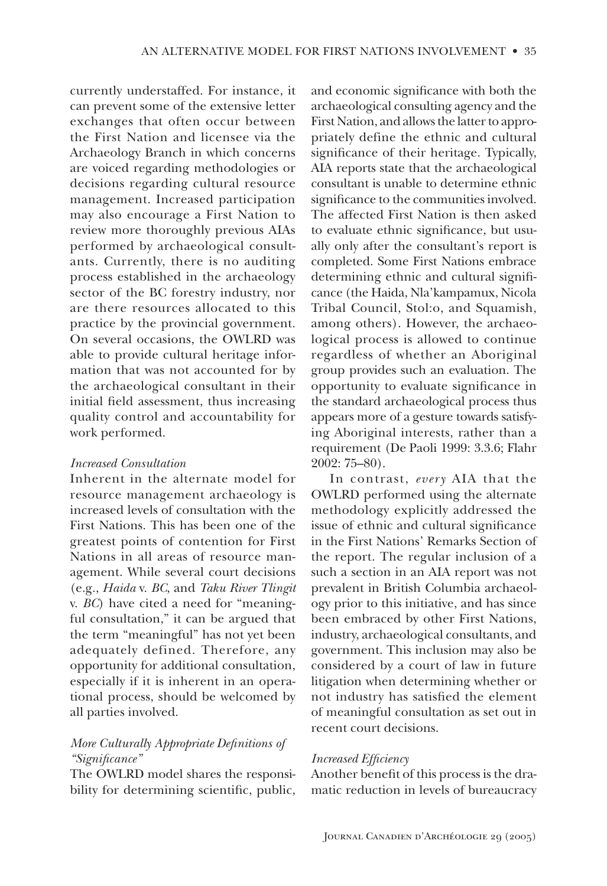currently understaffed. For instance, it can prevent some of the extensive letter exchanges that often occur between the First Nation and licensee via the Archaeology Branch in which concerns are voiced regarding methodologies or decisions regarding cultural resource management. Increased participation may also encourage a First Nation to review more thoroughly previous AIAs performed by archaeological consultants. Currently, there is no auditing process established in the archaeology sector of the BC forestry industry, nor are there resources allocated to this practice by the provincial government. On several occasions, the OWLRD was able to provide cultural heritage information that was not accounted for by the archaeological consultant in their initial field assessment, thus increasing quality control and accountability for work performed.

### *Increased Consultation*

Inherent in the alternate model for resource management archaeology is increased levels of consultation with the First Nations. This has been one of the greatest points of contention for First Nations in all areas of resource management. While several court decisions (e.g., *Haida* v. *BC*, and *Taku River Tlingit* v. *BC*) have cited a need for "meaningful consultation," it can be argued that the term "meaningful" has not yet been adequately defined. Therefore, any opportunity for additional consultation, especially if it is inherent in an operational process, should be welcomed by all parties involved.

### *More Culturally Appropriate Definitions of "Significance"*

The OWLRD model shares the responsibility for determining scientific, public, and economic significance with both the archaeological consulting agency and the First Nation, and allows the latter to appropriately define the ethnic and cultural significance of their heritage. Typically, AIA reports state that the archaeological consultant is unable to determine ethnic significance to the communities involved. The affected First Nation is then asked to evaluate ethnic significance, but usually only after the consultant's report is completed. Some First Nations embrace determining ethnic and cultural significance (the Haida, Nla'kampamux, Nicola Tribal Council, Stol:o, and Squamish, among others). However, the archaeological process is allowed to continue regardless of whether an Aboriginal group provides such an evaluation. The opportunity to evaluate significance in the standard archaeological process thus appears more of a gesture towards satisfying Aboriginal interests, rather than a requirement (De Paoli 1999: 3.3.6; Flahr 2002: 75–80).

In contrast, *every* AIA that the OWLRD performed using the alternate methodology explicitly addressed the issue of ethnic and cultural significance in the First Nations' Remarks Section of the report. The regular inclusion of a such a section in an AIA report was not prevalent in British Columbia archaeology prior to this initiative, and has since been embraced by other First Nations, industry, archaeological consultants, and government. This inclusion may also be considered by a court of law in future litigation when determining whether or not industry has satisfied the element of meaningful consultation as set out in recent court decisions.

### *Increased Efficiency*

Another benefit of this process is the dramatic reduction in levels of bureaucracy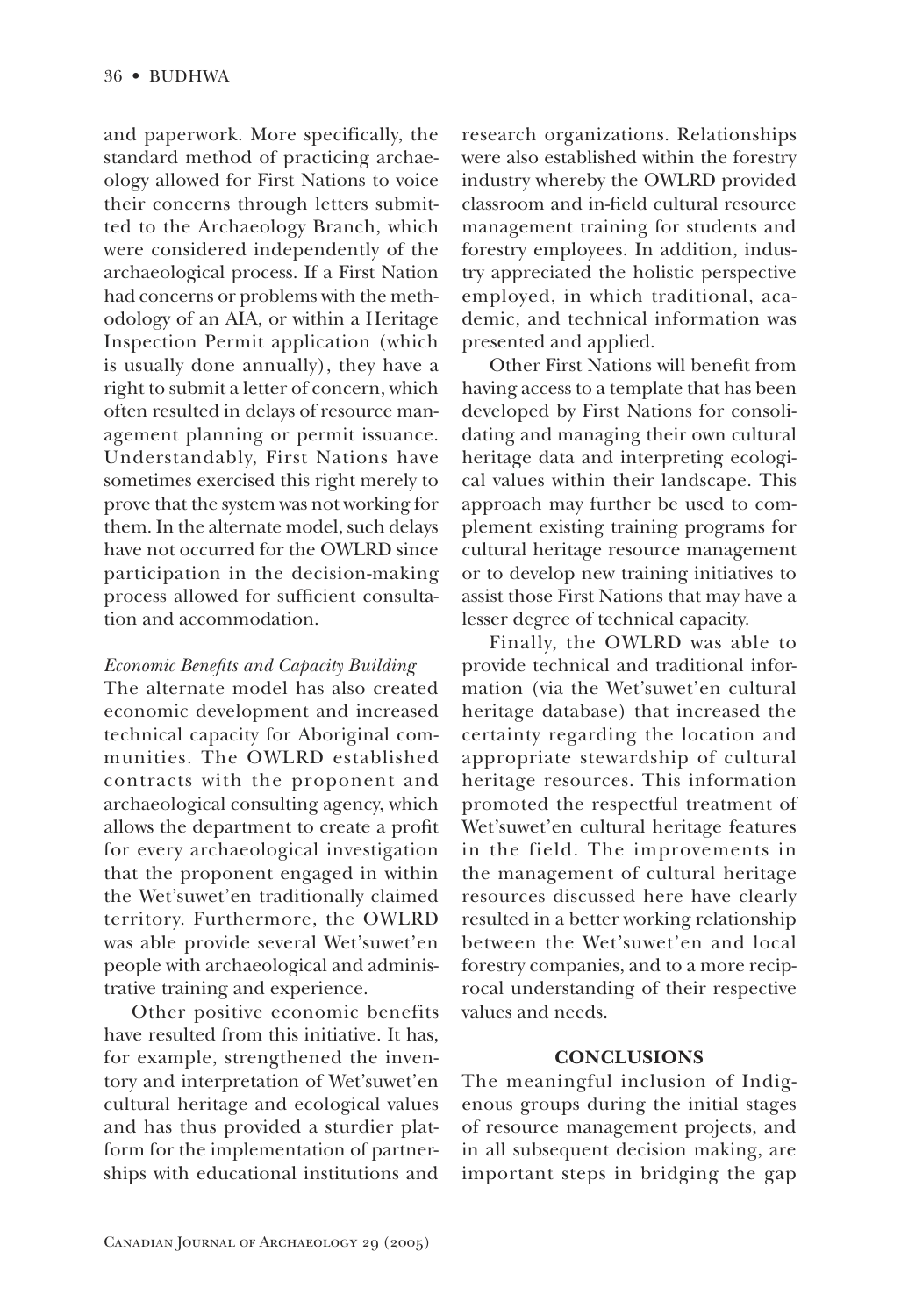and paperwork. More specifically, the standard method of practicing archaeology allowed for First Nations to voice their concerns through letters submitted to the Archaeology Branch, which were considered independently of the archaeological process. If a First Nation had concerns or problems with the methodology of an AIA, or within a Heritage Inspection Permit application (which is usually done annually), they have a right to submit a letter of concern, which often resulted in delays of resource management planning or permit issuance. Understandably, First Nations have sometimes exercised this right merely to prove that the system was not working for them. In the alternate model, such delays have not occurred for the OWLRD since participation in the decision-making process allowed for sufficient consultation and accommodation.

*Economic Benefits and Capacity Building*

The alternate model has also created economic development and increased technical capacity for Aboriginal communities. The OWLRD established contracts with the proponent and archaeological consulting agency, which allows the department to create a profit for every archaeological investigation that the proponent engaged in within the Wet'suwet'en traditionally claimed territory. Furthermore, the OWLRD was able provide several Wet'suwet'en people with archaeological and administrative training and experience.

Other positive economic benefits have resulted from this initiative. It has, for example, strengthened the inventory and interpretation of Wet'suwet'en cultural heritage and ecological values and has thus provided a sturdier platform for the implementation of partnerships with educational institutions and research organizations. Relationships were also established within the forestry industry whereby the OWLRD provided classroom and in-field cultural resource management training for students and forestry employees. In addition, industry appreciated the holistic perspective employed, in which traditional, academic, and technical information was presented and applied.

Other First Nations will benefit from having access to a template that has been developed by First Nations for consolidating and managing their own cultural heritage data and interpreting ecological values within their landscape. This approach may further be used to complement existing training programs for cultural heritage resource management or to develop new training initiatives to assist those First Nations that may have a lesser degree of technical capacity.

Finally, the OWLRD was able to provide technical and traditional information (via the Wet'suwet'en cultural heritage database) that increased the certainty regarding the location and appropriate stewardship of cultural heritage resources. This information promoted the respectful treatment of Wet'suwet'en cultural heritage features in the field. The improvements in the management of cultural heritage resources discussed here have clearly resulted in a better working relationship between the Wet'suwet'en and local forestry companies, and to a more reciprocal understanding of their respective values and needs.

## CONCLUSIONS

The meaningful inclusion of Indigenous groups during the initial stages of resource management projects, and in all subsequent decision making, are important steps in bridging the gap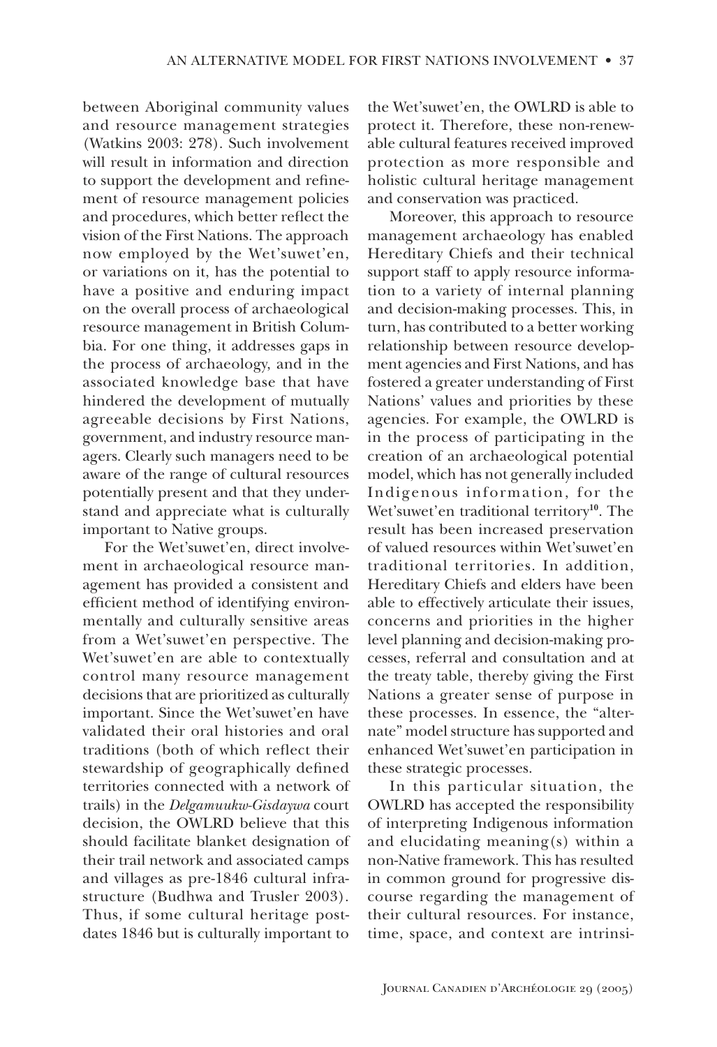between Aboriginal community values and resource management strategies (Watkins 2003: 278). Such involvement will result in information and direction to support the development and refinement of resource management policies and procedures, which better reflect the vision of the First Nations. The approach now employed by the Wet'suwet'en, or variations on it, has the potential to have a positive and enduring impact on the overall process of archaeological resource management in British Columbia. For one thing, it addresses gaps in the process of archaeology, and in the associated knowledge base that have hindered the development of mutually agreeable decisions by First Nations, government, and industry resource managers. Clearly such managers need to be aware of the range of cultural resources potentially present and that they understand and appreciate what is culturally important to Native groups.

For the Wet'suwet'en, direct involvement in archaeological resource management has provided a consistent and efficient method of identifying environmentally and culturally sensitive areas from a Wet'suwet'en perspective. The Wet'suwet'en are able to contextually control many resource management decisions that are prioritized as culturally important. Since the Wet'suwet'en have validated their oral histories and oral traditions (both of which reflect their stewardship of geographically defined territories connected with a network of trails) in the *Delgamuukw-Gisdaywa* court decision, the OWLRD believe that this should facilitate blanket designation of their trail network and associated camps and villages as pre-1846 cultural infrastructure (Budhwa and Trusler 2003). Thus, if some cultural heritage post-dates 1846 but is culturally important to the Wet'suwet'en, the OWLRD is able to protect it. Therefore, these non-renewable cultural features received improved protection as more responsible and holistic cultural heritage management and conservation was practiced.

Moreover, this approach to resource management archaeology has enabled Hereditary Chiefs and their technical support staff to apply resource information to a variety of internal planning and decision-making processes. This, in turn, has contributed to a better working relationship between resource development agencies and First Nations, and has fostered a greater understanding of First Nations' values and priorities by these agencies. For example, the OWLRD is in the process of participating in the creation of an archaeological potential model, which has not generally included Indigenous information, for the Wet'suwet'en traditional territory[10]. The result has been increased preservation of valued resources within Wet'suwet'en traditional territories. In addition, Hereditary Chiefs and elders have been able to effectively articulate their issues, concerns and priorities in the higher level planning and decision-making processes, referral and consultation and at the treaty table, thereby giving the First Nations a greater sense of purpose in these processes. In essence, the "alternate" model structure has supported and enhanced Wet'suwet'en participation in these strategic processes.

In this particular situation, the OWLRD has accepted the responsibility of interpreting Indigenous information and elucidating meaning(s) within a non-Native framework. This has resulted in common ground for progressive discourse regarding the management of their cultural resources. For instance, time, space, and context are intrinsi-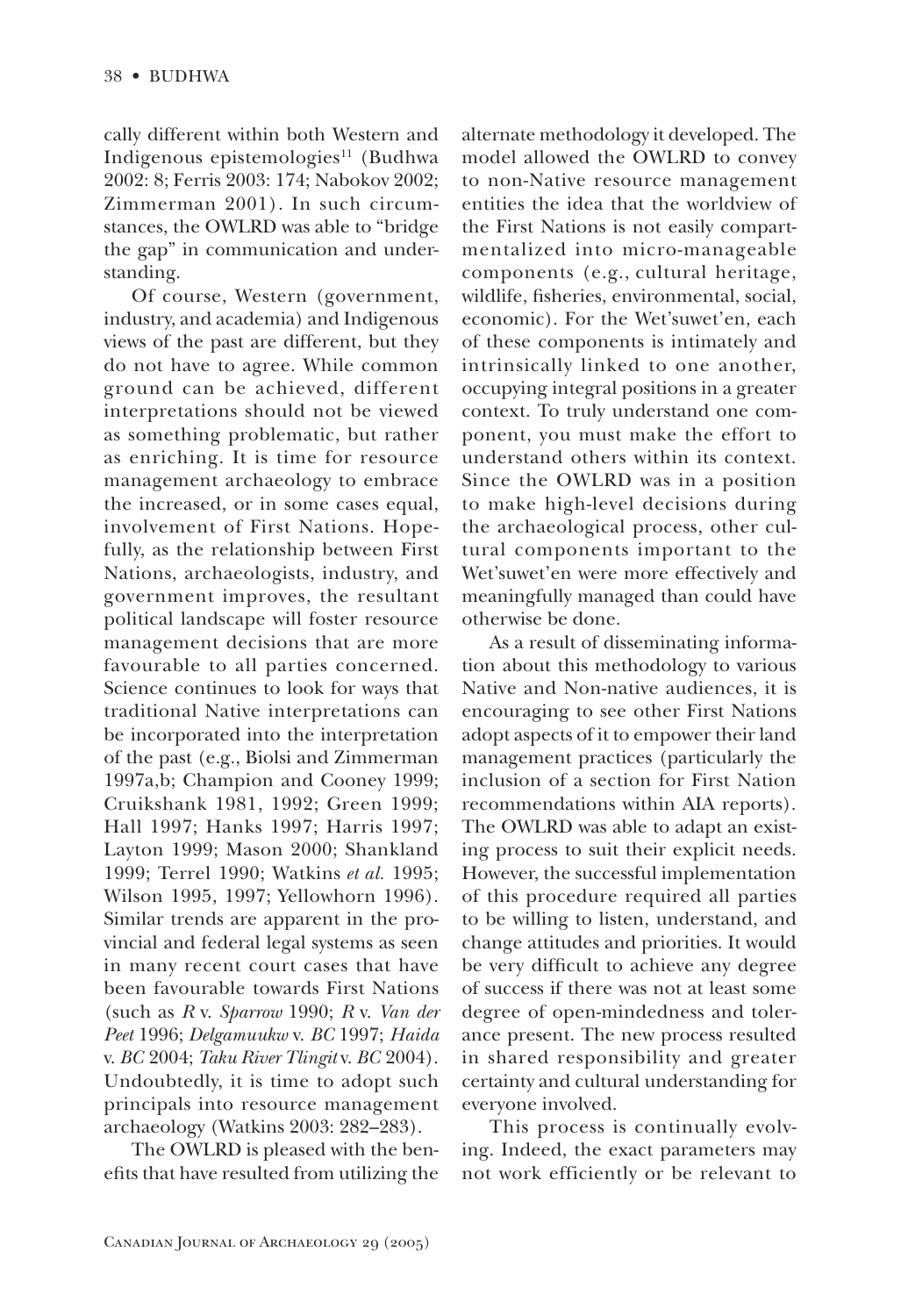cally different within both Western and Indigenous epistemologies[11] (Budhwa 2002: 8; Ferris 2003: 174; Nabokov 2002; Zimmerman 2001). In such circumstances, the OWLRD was able to "bridge the gap" in communication and understanding.

Of course, Western (government, industry, and academia) and Indigenous views of the past are different, but they do not have to agree. While common ground can be achieved, different interpretations should not be viewed as something problematic, but rather as enriching. It is time for resource management archaeology to embrace the increased, or in some cases equal, involvement of First Nations. Hopefully, as the relationship between First Nations, archaeologists, industry, and government improves, the resultant political landscape will foster resource management decisions that are more favourable to all parties concerned. Science continues to look for ways that traditional Native interpretations can be incorporated into the interpretation of the past (e.g., Biolsi and Zimmerman 1997a,b; Champion and Cooney 1999; Cruikshank 1981, 1992; Green 1999; Hall 1997; Hanks 1997; Harris 1997; Layton 1999; Mason 2000; Shankland 1999; Terrel 1990; Watkins *et al.* 1995; Wilson 1995, 1997; Yellowhorn 1996). Similar trends are apparent in the provincial and federal legal systems as seen in many recent court cases that have been favourable towards First Nations (such as *R* v. *Sparrow* 1990; *R* v. *Van der Peet* 1996; *Delgamuukw* v. *BC* 1997; *Haida* v. *BC* 2004; *Taku River Tlingit* v. *BC* 2004). Undoubtedly, it is time to adopt such principals into resource management archaeology (Watkins 2003: 282–283).

The OWLRD is pleased with the benefits that have resulted from utilizing the alternate methodology it developed. The model allowed the OWLRD to convey to non-Native resource management entities the idea that the worldview of the First Nations is not easily compartmentalized into micro-manageable components (e.g., cultural heritage, wildlife, fisheries, environmental, social, economic). For the Wet'suwet'en, each of these components is intimately and intrinsically linked to one another, occupying integral positions in a greater context. To truly understand one component, you must make the effort to understand others within its context. Since the OWLRD was in a position to make high-level decisions during the archaeological process, other cultural components important to the Wet'suwet'en were more effectively and meaningfully managed than could have otherwise be done.

As a result of disseminating information about this methodology to various Native and Non-native audiences, it is encouraging to see other First Nations adopt aspects of it to empower their land management practices (particularly the inclusion of a section for First Nation recommendations within AIA reports). The OWLRD was able to adapt an existing process to suit their explicit needs. However, the successful implementation of this procedure required all parties to be willing to listen, understand, and change attitudes and priorities. It would be very difficult to achieve any degree of success if there was not at least some degree of open-mindedness and tolerance present. The new process resulted in shared responsibility and greater certainty and cultural understanding for everyone involved.

This process is continually evolving. Indeed, the exact parameters may not work efficiently or be relevant to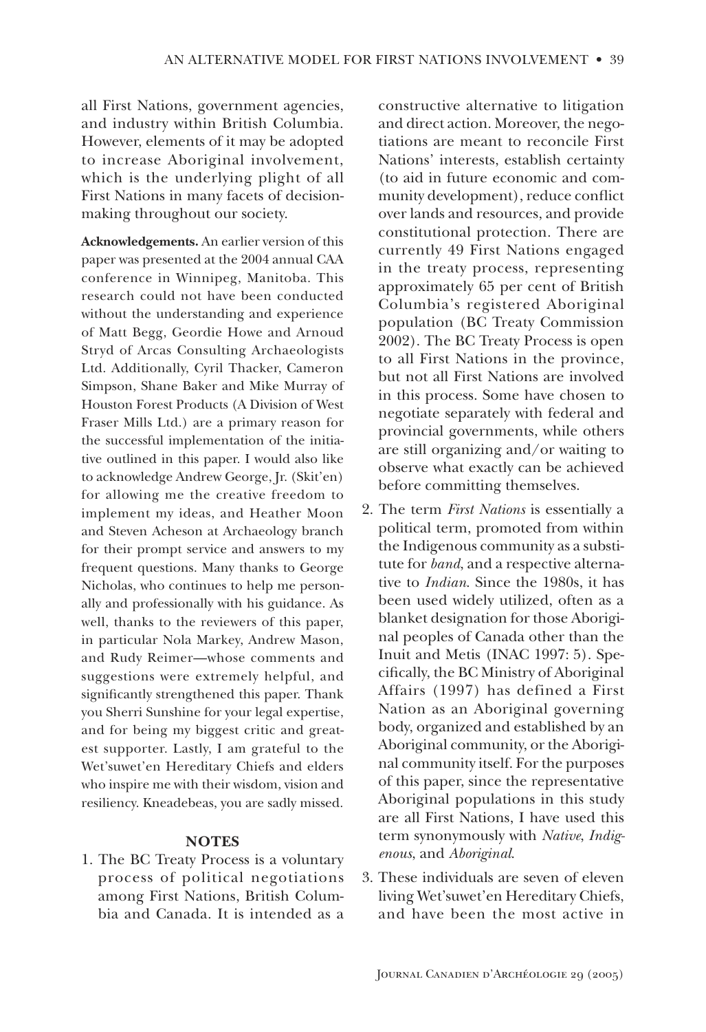all First Nations, government agencies, and industry within British Columbia. However, elements of it may be adopted to increase Aboriginal involvement, which is the underlying plight of all First Nations in many facets of decision-making throughout our society.

**Acknowledgements.** An earlier version of this paper was presented at the 2004 annual CAA conference in Winnipeg, Manitoba. This research could not have been conducted without the understanding and experience of Matt Begg, Geordie Howe and Arnoud Stryd of Arcas Consulting Archaeologists Ltd. Additionally, Cyril Thacker, Cameron Simpson, Shane Baker and Mike Murray of Houston Forest Products (A Division of West Fraser Mills Ltd.) are a primary reason for the successful implementation of the initiative outlined in this paper. I would also like to acknowledge Andrew George, Jr. (Skit'en) for allowing me the creative freedom to implement my ideas, and Heather Moon and Steven Acheson at Archaeology branch for their prompt service and answers to my frequent questions. Many thanks to George Nicholas, who continues to help me personally and professionally with his guidance. As well, thanks to the reviewers of this paper, in particular Nola Markey, Andrew Mason, and Rudy Reimer—whose comments and suggestions were extremely helpful, and significantly strengthened this paper. Thank you Sherri Sunshine for your legal expertise, and for being my biggest critic and greatest supporter. Lastly, I am grateful to the Wet'suwet'en Hereditary Chiefs and elders who inspire me with their wisdom, vision and resiliency. Kneadebeas, you are sadly missed.

## NOTES

1. The BC Treaty Process is a voluntary process of political negotiations among First Nations, British Columbia and Canada. It is intended as a constructive alternative to litigation and direct action. Moreover, the negotiations are meant to reconcile First Nations' interests, establish certainty (to aid in future economic and community development), reduce conflict over lands and resources, and provide constitutional protection. There are currently 49 First Nations engaged in the treaty process, representing approximately 65 per cent of British Columbia's registered Aboriginal population (BC Treaty Commission 2002). The BC Treaty Process is open to all First Nations in the province, but not all First Nations are involved in this process. Some have chosen to negotiate separately with federal and provincial governments, while others are still organizing and/or waiting to observe what exactly can be achieved before committing themselves.
2. The term *First Nations* is essentially a political term, promoted from within the Indigenous community as a substitute for *band*, and a respective alternative to *Indian*. Since the 1980s, it has been used widely utilized, often as a blanket designation for those Aboriginal peoples of Canada other than the Inuit and Metis (INAC 1997: 5). Specifically, the BC Ministry of Aboriginal Affairs (1997) has defined a First Nation as an Aboriginal governing body, organized and established by an Aboriginal community, or the Aboriginal community itself. For the purposes of this paper, since the representative Aboriginal populations in this study are all First Nations, I have used this term synonymously with *Native*, *Indigenous*, and *Aboriginal*.
3. These individuals are seven of eleven living Wet'suwet'en Hereditary Chiefs, and have been the most active in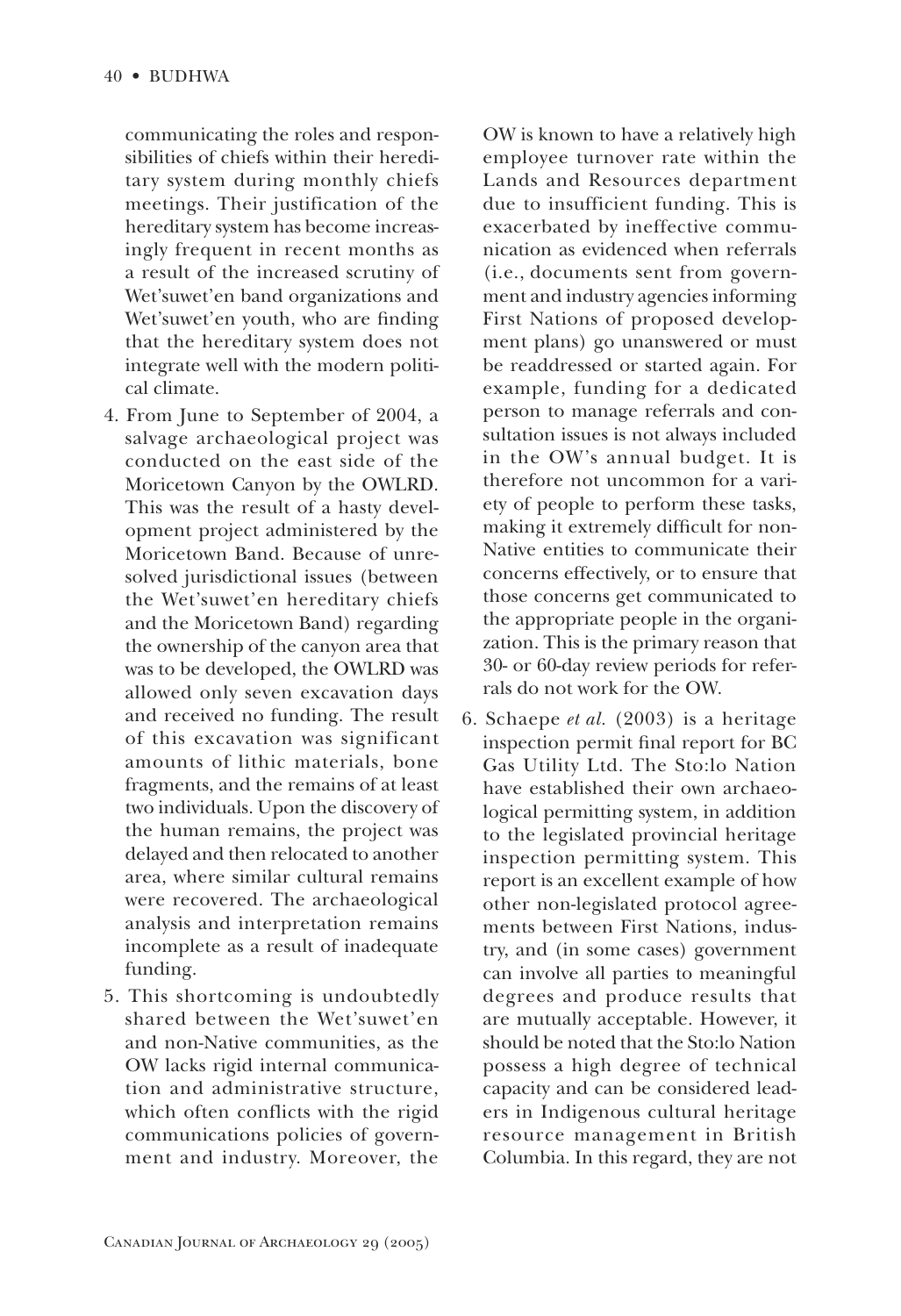communicating the roles and responsibilities of chiefs within their hereditary system during monthly chiefs meetings. Their justification of the hereditary system has become increasingly frequent in recent months as a result of the increased scrutiny of Wet'suwet'en band organizations and Wet'suwet'en youth, who are finding that the hereditary system does not integrate well with the modern political climate.

4. From June to September of 2004, a salvage archaeological project was conducted on the east side of the Moricetown Canyon by the OWLRD. This was the result of a hasty development project administered by the Moricetown Band. Because of unresolved jurisdictional issues (between the Wet'suwet'en hereditary chiefs and the Moricetown Band) regarding the ownership of the canyon area that was to be developed, the OWLRD was allowed only seven excavation days and received no funding. The result of this excavation was significant amounts of lithic materials, bone fragments, and the remains of at least two individuals. Upon the discovery of the human remains, the project was delayed and then relocated to another area, where similar cultural remains were recovered. The archaeological analysis and interpretation remains incomplete as a result of inadequate funding.

5. This shortcoming is undoubtedly shared between the Wet'suwet'en and non-Native communities, as the OW lacks rigid internal communication and administrative structure, which often conflicts with the rigid communications policies of government and industry. Moreover, the OW is known to have a relatively high employee turnover rate within the Lands and Resources department due to insufficient funding. This is exacerbated by ineffective communication as evidenced when referrals (i.e., documents sent from government and industry agencies informing First Nations of proposed development plans) go unanswered or must be readdressed or started again. For example, funding for a dedicated person to manage referrals and consultation issues is not always included in the OW's annual budget. It is therefore not uncommon for a variety of people to perform these tasks, making it extremely difficult for non-Native entities to communicate their concerns effectively, or to ensure that those concerns get communicated to the appropriate people in the organization. This is the primary reason that 30- or 60-day review periods for referrals do not work for the OW.

6. Schaepe *et al.* (2003) is a heritage inspection permit final report for BC Gas Utility Ltd. The Sto:lo Nation have established their own archaeological permitting system, in addition to the legislated provincial heritage inspection permitting system. This report is an excellent example of how other non-legislated protocol agreements between First Nations, industry, and (in some cases) government can involve all parties to meaningful degrees and produce results that are mutually acceptable. However, it should be noted that the Sto:lo Nation possess a high degree of technical capacity and can be considered leaders in Indigenous cultural heritage resource management in British Columbia. In this regard, they are not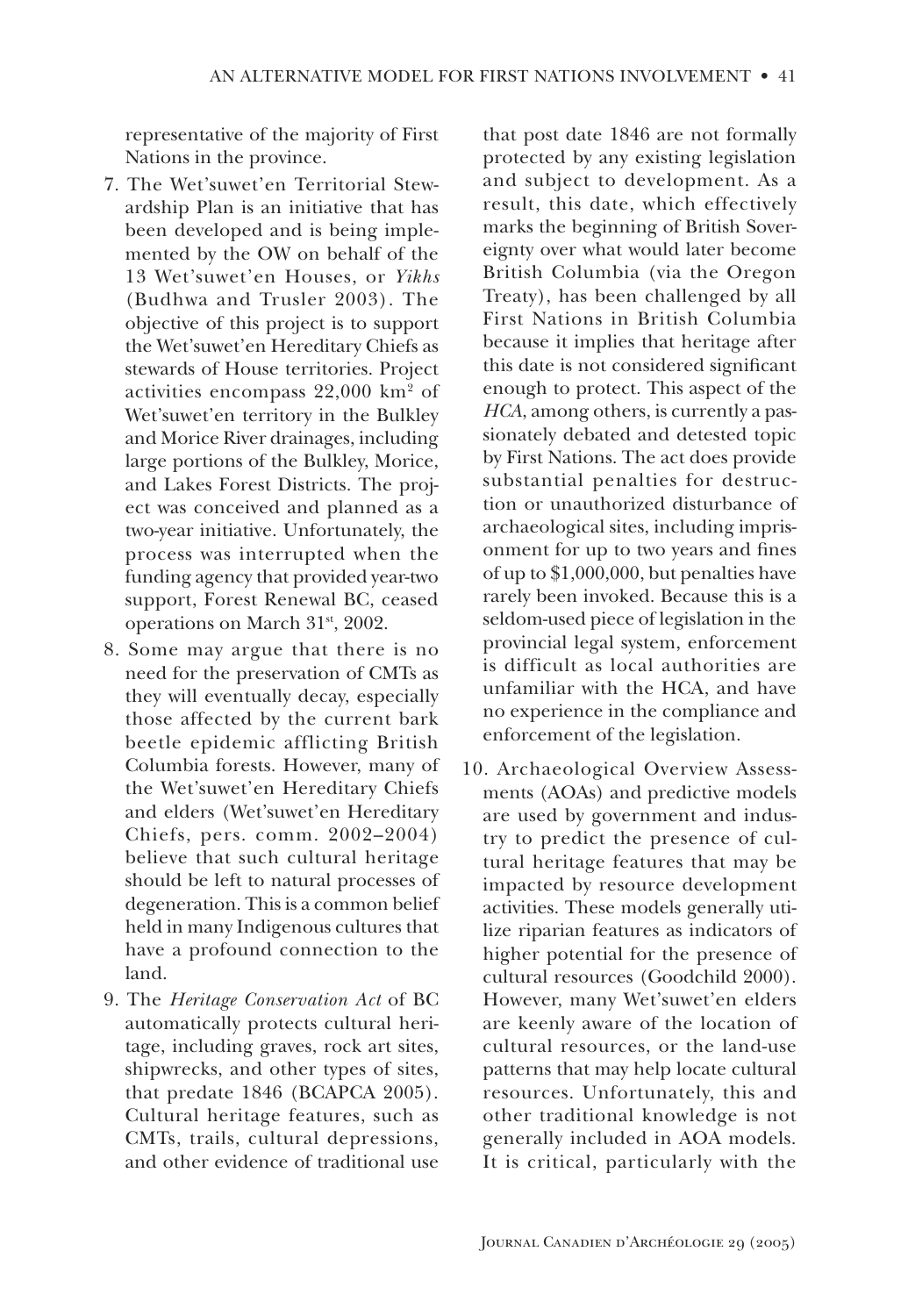representative of the majority of First Nations in the province.

7. The Wet'suwet'en Territorial Stewardship Plan is an initiative that has been developed and is being implemented by the OW on behalf of the 13 Wet'suwet'en Houses, or *Yikhs* (Budhwa and Trusler 2003). The objective of this project is to support the Wet'suwet'en Hereditary Chiefs as stewards of House territories. Project activities encompass 22,000 km$^2$ of Wet'suwet'en territory in the Bulkley and Morice River drainages, including large portions of the Bulkley, Morice, and Lakes Forest Districts. The project was conceived and planned as a two-year initiative. Unfortunately, the process was interrupted when the funding agency that provided year-two support, Forest Renewal BC, ceased operations on March 31st, 2002.

8. Some may argue that there is no need for the preservation of CMTs as they will eventually decay, especially those affected by the current bark beetle epidemic afflicting British Columbia forests. However, many of the Wet'suwet'en Hereditary Chiefs and elders (Wet'suwet'en Hereditary Chiefs, pers. comm. 2002–2004) believe that such cultural heritage should be left to natural processes of degeneration. This is a common belief held in many Indigenous cultures that have a profound connection to the land.

9. The *Heritage Conservation Act* of BC automatically protects cultural heritage, including graves, rock art sites, shipwrecks, and other types of sites, that predate 1846 (BCAPCA 2005). Cultural heritage features, such as CMTs, trails, cultural depressions, and other evidence of traditional use that post date 1846 are not formally protected by any existing legislation and subject to development. As a result, this date, which effectively marks the beginning of British Sovereignty over what would later become British Columbia (via the Oregon Treaty), has been challenged by all First Nations in British Columbia because it implies that heritage after this date is not considered significant enough to protect. This aspect of the *HCA*, among others, is currently a passionately debated and detested topic by First Nations. The act does provide substantial penalties for destruction or unauthorized disturbance of archaeological sites, including imprisonment for up to two years and fines of up to $1,000,000, but penalties have rarely been invoked. Because this is a seldom-used piece of legislation in the provincial legal system, enforcement is difficult as local authorities are unfamiliar with the HCA, and have no experience in the compliance and enforcement of the legislation.

10. Archaeological Overview Assessments (AOAs) and predictive models are used by government and industry to predict the presence of cultural heritage features that may be impacted by resource development activities. These models generally utilize riparian features as indicators of higher potential for the presence of cultural resources (Goodchild 2000). However, many Wet'suwet'en elders are keenly aware of the location of cultural resources, or the land-use patterns that may help locate cultural resources. Unfortunately, this and other traditional knowledge is not generally included in AOA models. It is critical, particularly with the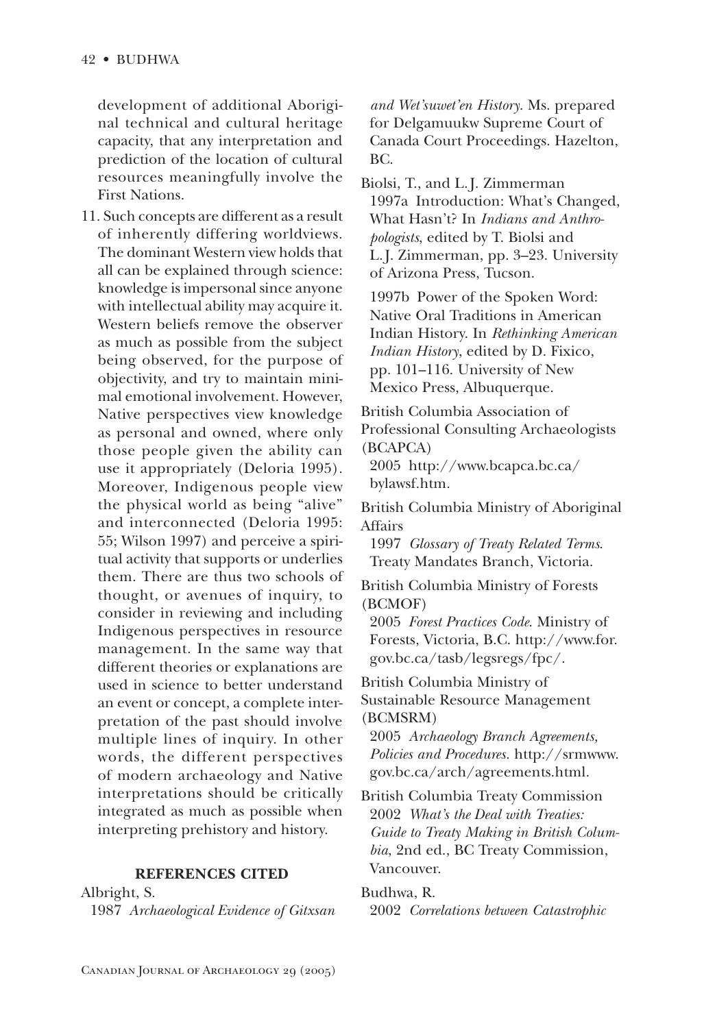development of additional Aboriginal technical and cultural heritage capacity, that any interpretation and prediction of the location of cultural resources meaningfully involve the First Nations.

11. Such concepts are different as a result of inherently differing worldviews. The dominant Western view holds that all can be explained through science: knowledge is impersonal since anyone with intellectual ability may acquire it. Western beliefs remove the observer as much as possible from the subject being observed, for the purpose of objectivity, and try to maintain minimal emotional involvement. However, Native perspectives view knowledge as personal and owned, where only those people given the ability can use it appropriately (Deloria 1995). Moreover, Indigenous people view the physical world as being "alive" and interconnected (Deloria 1995: 55; Wilson 1997) and perceive a spiritual activity that supports or underlies them. There are thus two schools of thought, or avenues of inquiry, to consider in reviewing and including Indigenous perspectives in resource management. In the same way that different theories or explanations are used in science to better understand an event or concept, a complete interpretation of the past should involve multiple lines of inquiry. In other words, the different perspectives of modern archaeology and Native interpretations should be critically integrated as much as possible when interpreting prehistory and history.

## REFERENCES CITED

Albright, S.
1987 *Archaeological Evidence of Gitxsan and Wet'suwet'en History*. Ms. prepared for Delgamuukw Supreme Court of Canada Court Proceedings. Hazelton, BC.

Biolsi, T., and L.J. Zimmerman
1997a Introduction: What's Changed, What Hasn't? In *Indians and Anthropologists*, edited by T. Biolsi and L.J. Zimmerman, pp. 3–23. University of Arizona Press, Tucson.

1997b Power of the Spoken Word: Native Oral Traditions in American Indian History. In *Rethinking American Indian History*, edited by D. Fixico, pp. 101–116. University of New Mexico Press, Albuquerque.

British Columbia Association of Professional Consulting Archaeologists (BCAPCA)
2005 http://www.bcapca.bc.ca/bylawsf.htm.

British Columbia Ministry of Aboriginal Affairs
1997 *Glossary of Treaty Related Terms*. Treaty Mandates Branch, Victoria.

British Columbia Ministry of Forests (BCMOF)
2005 *Forest Practices Code*. Ministry of Forests, Victoria, B.C. http://www.for.gov.bc.ca/tasb/legsregs/fpc/.

British Columbia Ministry of Sustainable Resource Management (BCMSRM)
2005 *Archaeology Branch Agreements, Policies and Procedures*. http://srmwww.gov.bc.ca/arch/agreements.html.

British Columbia Treaty Commission
2002 *What's the Deal with Treaties: Guide to Treaty Making in British Columbia*, 2nd ed., BC Treaty Commission, Vancouver.

Budhwa, R.
2002 *Correlations between Catastrophic*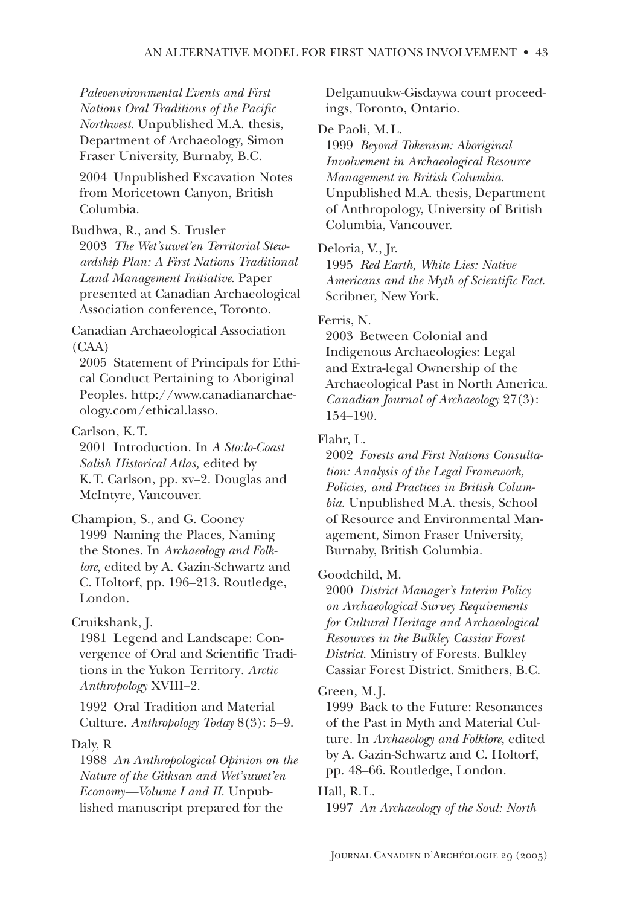*Paleoenvironmental Events and First Nations Oral Traditions of the Pacific Northwest.* Unpublished M.A. thesis, Department of Archaeology, Simon Fraser University, Burnaby, B.C.

2004 Unpublished Excavation Notes from Moricetown Canyon, British Columbia.

Budhwa, R., and S. Trusler
2003 *The Wet'suwet'en Territorial Stewardship Plan: A First Nations Traditional Land Management Initiative.* Paper presented at Canadian Archaeological Association conference, Toronto.

Canadian Archaeological Association (CAA)
2005 Statement of Principals for Ethical Conduct Pertaining to Aboriginal Peoples. http://www.canadianarchaeology.com/ethical.lasso.

Carlson, K.T.
2001 Introduction. In *A Sto:lo-Coast Salish Historical Atlas,* edited by K.T. Carlson, pp. xv–2. Douglas and McIntyre, Vancouver.

Champion, S., and G. Cooney
1999 Naming the Places, Naming the Stones. In *Archaeology and Folklore*, edited by A. Gazin-Schwartz and C. Holtorf, pp. 196–213. Routledge, London.

Cruikshank, J.
1981 Legend and Landscape: Convergence of Oral and Scientific Traditions in the Yukon Territory. *Arctic Anthropology* XVIII–2.

1992 Oral Tradition and Material Culture. *Anthropology Today* 8(3): 5–9.

Daly, R
1988 *An Anthropological Opinion on the Nature of the Gitksan and Wet'suwet'en Economy—Volume I and II.* Unpublished manuscript prepared for the Delgamuukw-Gisdaywa court proceedings, Toronto, Ontario.

De Paoli, M.L.
1999 *Beyond Tokenism: Aboriginal Involvement in Archaeological Resource Management in British Columbia.* Unpublished M.A. thesis, Department of Anthropology, University of British Columbia, Vancouver.

Deloria, V., Jr.
1995 *Red Earth, White Lies: Native Americans and the Myth of Scientific Fact.* Scribner, New York.

Ferris, N.
2003 Between Colonial and Indigenous Archaeologies: Legal and Extra-legal Ownership of the Archaeological Past in North America. *Canadian Journal of Archaeology* 27(3): 154–190.

Flahr, L.
2002 *Forests and First Nations Consultation: Analysis of the Legal Framework, Policies, and Practices in British Columbia.* Unpublished M.A. thesis, School of Resource and Environmental Management, Simon Fraser University, Burnaby, British Columbia.

Goodchild, M.
2000 *District Manager's Interim Policy on Archaeological Survey Requirements for Cultural Heritage and Archaeological Resources in the Bulkley Cassiar Forest District.* Ministry of Forests. Bulkley Cassiar Forest District. Smithers, B.C.

Green, M.J.
1999 Back to the Future: Resonances of the Past in Myth and Material Culture. In *Archaeology and Folklore*, edited by A. Gazin-Schwartz and C. Holtorf, pp. 48–66. Routledge, London.

Hall, R.L.
1997 *An Archaeology of the Soul: North*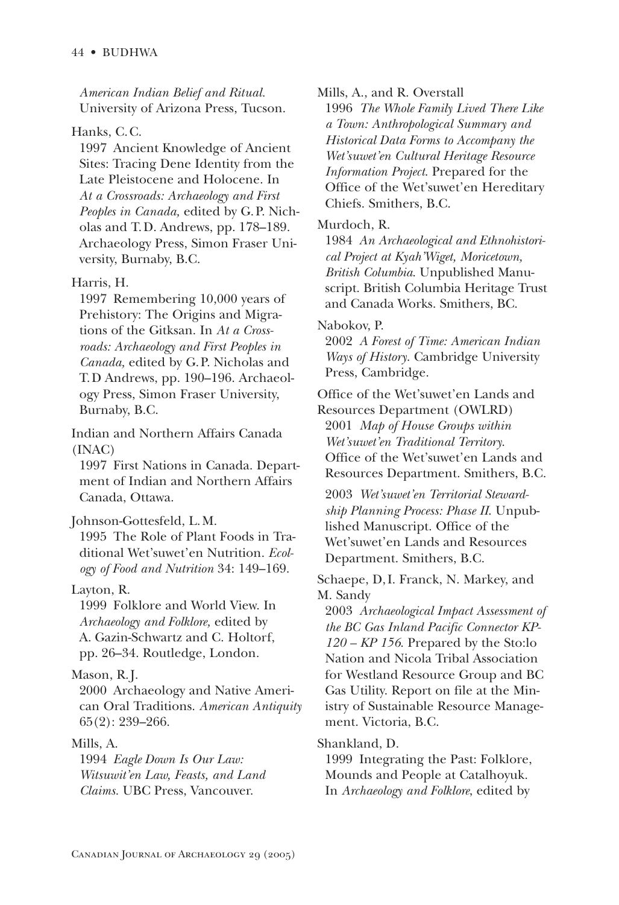*American Indian Belief and Ritual*. University of Arizona Press, Tucson.

Hanks, C. C.

1997 Ancient Knowledge of Ancient Sites: Tracing Dene Identity from the Late Pleistocene and Holocene. In *At a Crossroads: Archaeology and First Peoples in Canada,* edited by G. P. Nicholas and T. D. Andrews, pp. 178–189. Archaeology Press, Simon Fraser University, Burnaby, B.C.

Harris, H.

1997 Remembering 10,000 years of Prehistory: The Origins and Migrations of the Gitksan. In *At a Crossroads: Archaeology and First Peoples in Canada,* edited by G. P. Nicholas and T. D Andrews, pp. 190–196. Archaeology Press, Simon Fraser University, Burnaby, B.C.

Indian and Northern Affairs Canada (INAC)

1997 First Nations in Canada. Department of Indian and Northern Affairs Canada, Ottawa.

Johnson-Gottesfeld, L. M.

1995 The Role of Plant Foods in Traditional Wet'suwet'en Nutrition. *Ecology of Food and Nutrition* 34: 149–169.

Layton, R.

1999 Folklore and World View. In *Archaeology and Folklore,* edited by A. Gazin-Schwartz and C. Holtorf, pp. 26–34. Routledge, London.

Mason, R. J.

2000 Archaeology and Native American Oral Traditions. *American Antiquity* 65(2): 239–266.

Mills, A.

1994 *Eagle Down Is Our Law: Witsuwit'en Law, Feasts, and Land Claims.* UBC Press, Vancouver.

Mills, A., and R. Overstall

1996 *The Whole Family Lived There Like a Town: Anthropological Summary and Historical Data Forms to Accompany the Wet'suwet'en Cultural Heritage Resource Information Project.* Prepared for the Office of the Wet'suwet'en Hereditary Chiefs. Smithers, B.C.

Murdoch, R.

1984 *An Archaeological and Ethnohistorical Project at Kyah'Wiget, Moricetown, British Columbia.* Unpublished Manuscript. British Columbia Heritage Trust and Canada Works. Smithers, BC.

Nabokov, P.

2002 *A Forest of Time: American Indian Ways of History.* Cambridge University Press, Cambridge.

Office of the Wet'suwet'en Lands and Resources Department (OWLRD)

2001 *Map of House Groups within Wet'suwet'en Traditional Territory.* Office of the Wet'suwet'en Lands and Resources Department. Smithers, B.C.

2003 *Wet'suwet'en Territorial Stewardship Planning Process: Phase II.* Unpublished Manuscript. Office of the Wet'suwet'en Lands and Resources Department. Smithers, B.C.

Schaepe, D, I. Franck, N. Markey, and M. Sandy

2003 *Archaeological Impact Assessment of the BC Gas Inland Pacific Connector KP-120 – KP 156.* Prepared by the Sto:lo Nation and Nicola Tribal Association for Westland Resource Group and BC Gas Utility. Report on file at the Ministry of Sustainable Resource Management. Victoria, B.C.

Shankland, D.

1999 Integrating the Past: Folklore, Mounds and People at Catalhoyuk. In *Archaeology and Folklore*, edited by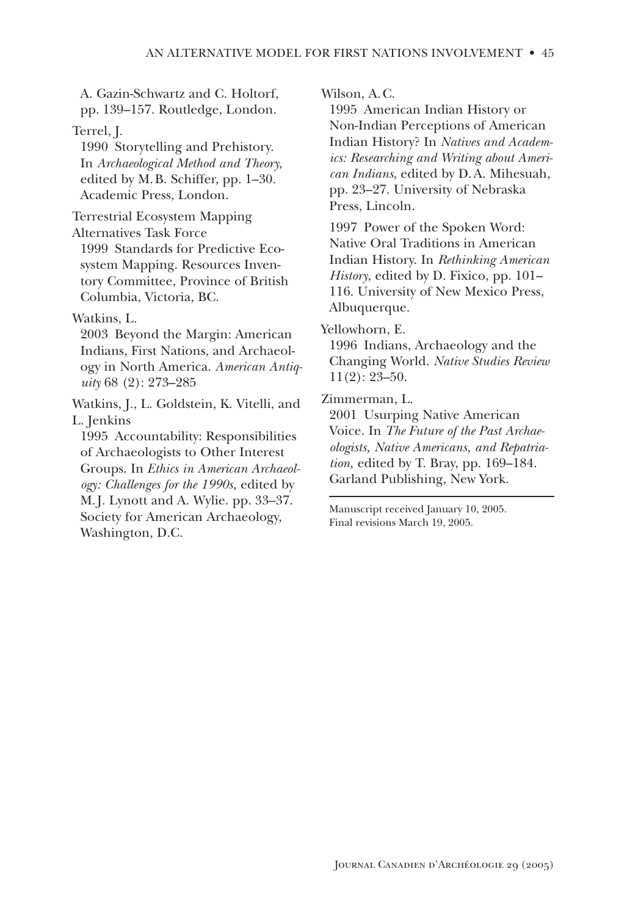A. Gazin-Schwartz and C. Holtorf, pp. 139–157. Routledge, London.

Terrel, J.
1990 Storytelling and Prehistory. In *Archaeological Method and Theory,* edited by M.B. Schiffer, pp. 1–30. Academic Press, London.

Terrestrial Ecosystem Mapping Alternatives Task Force
1999 Standards for Predictive Ecosystem Mapping. Resources Inventory Committee, Province of British Columbia, Victoria, BC.

Watkins, L.
2003 Beyond the Margin: American Indians, First Nations, and Archaeology in North America. *American Antiquity* 68 (2): 273–285

Watkins, J., L. Goldstein, K. Vitelli, and L. Jenkins
1995 Accountability: Responsibilities of Archaeologists to Other Interest Groups. In *Ethics in American Archaeology: Challenges for the 1990s,* edited by M.J. Lynott and A. Wylie. pp. 33–37. Society for American Archaeology, Washington, D.C.

Wilson, A.C.
1995 American Indian History or Non-Indian Perceptions of American Indian History? In *Natives and Academics: Researching and Writing about American Indians,* edited by D.A. Mihesuah, pp. 23–27. University of Nebraska Press, Lincoln.

1997 Power of the Spoken Word: Native Oral Traditions in American Indian History. In *Rethinking American History,* edited by D. Fixico, pp. 101–116. University of New Mexico Press, Albuquerque.

Yellowhorn, E.
1996 Indians, Archaeology and the Changing World. *Native Studies Review* 11(2): 23–50.

Zimmerman, L.
2001 Usurping Native American Voice. In *The Future of the Past Archaeologists, Native Americans, and Repatriation,* edited by T. Bray, pp. 169–184. Garland Publishing, New York.

Manuscript received January 10, 2005.
Final revisions March 19, 2005.